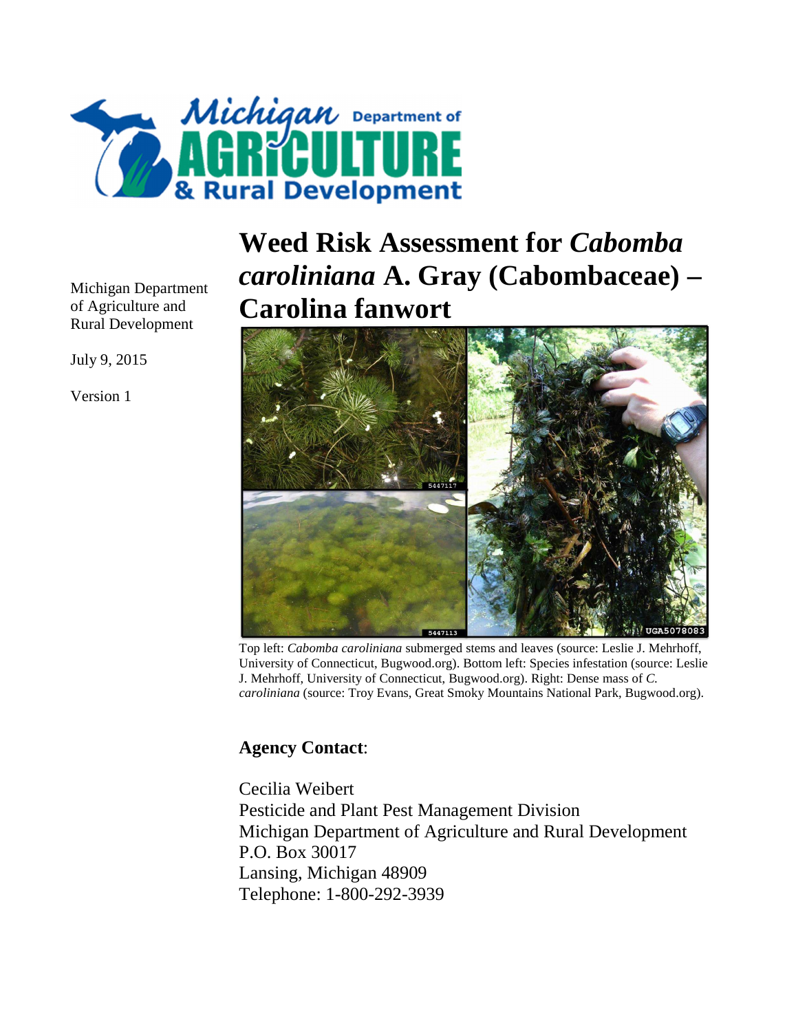Michigan Department of Agriculture & Rural Development

Michigan Department of Agriculture and Rural Development

July 9, 2015

Version 1

# Weed Risk Assessment for *Cabomba caroliniana* A. Gray (Cabombaceae) – Carolina fanwort

Top left: *Cabomba caroliniana* submerged stems and leaves (source: Leslie J. Mehrhoff, University of Connecticut, Bugwood.org). Bottom left: Species infestation (source: Leslie J. Mehrhoff, University of Connecticut, Bugwood.org). Right: Dense mass of *C. caroliniana* (source: Troy Evans, Great Smoky Mountains National Park, Bugwood.org).

**Agency Contact**:

Cecilia Weibert
Pesticide and Plant Pest Management Division
Michigan Department of Agriculture and Rural Development
P.O. Box 30017
Lansing, Michigan 48909
Telephone: 1-800-292-3939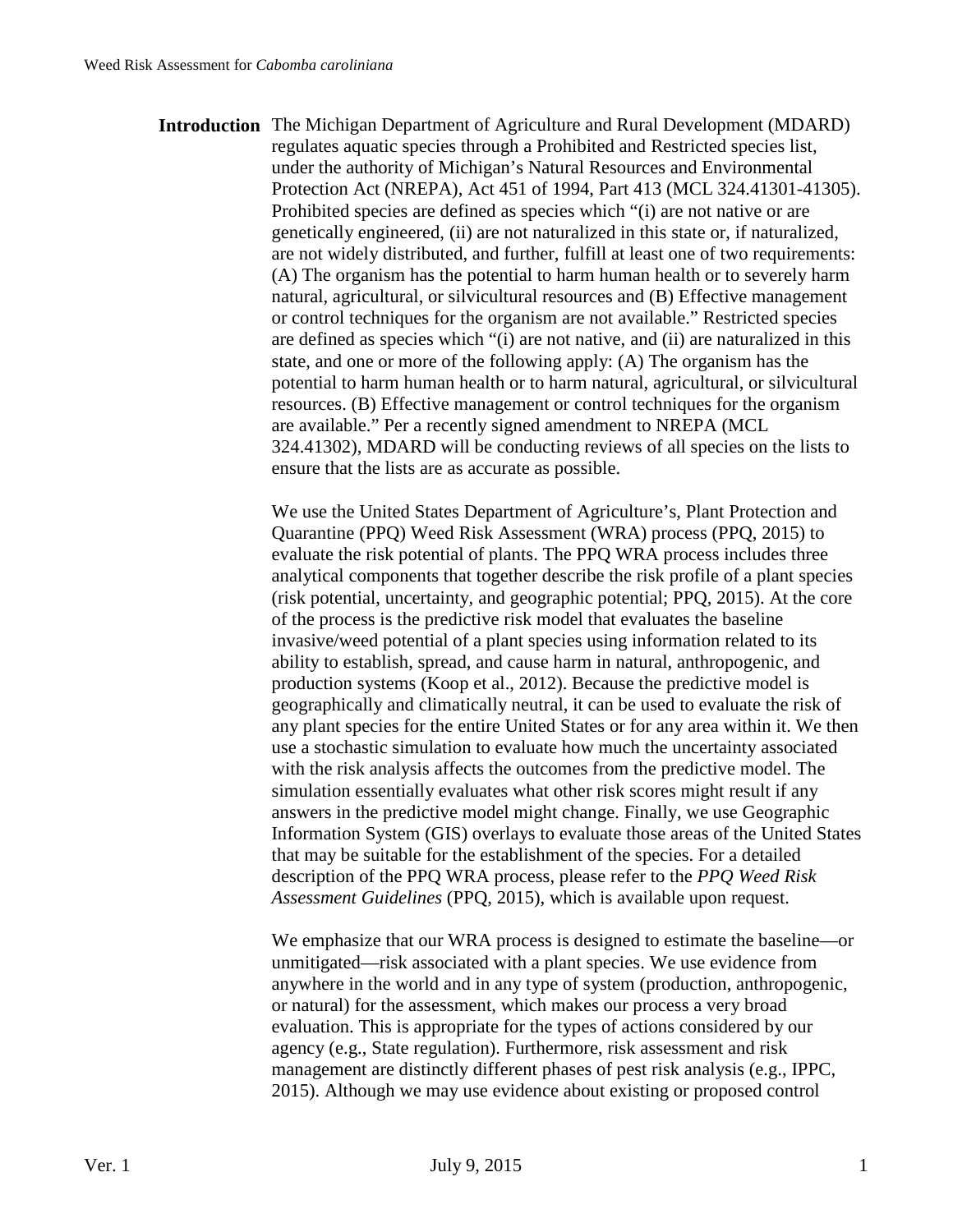**Introduction** The Michigan Department of Agriculture and Rural Development (MDARD) regulates aquatic species through a Prohibited and Restricted species list, under the authority of Michigan's Natural Resources and Environmental Protection Act (NREPA), Act 451 of 1994, Part 413 (MCL 324.41301-41305). Prohibited species are defined as species which "(i) are not native or are genetically engineered, (ii) are not naturalized in this state or, if naturalized, are not widely distributed, and further, fulfill at least one of two requirements: (A) The organism has the potential to harm human health or to severely harm natural, agricultural, or silvicultural resources and (B) Effective management or control techniques for the organism are not available." Restricted species are defined as species which "(i) are not native, and (ii) are naturalized in this state, and one or more of the following apply: (A) The organism has the potential to harm human health or to harm natural, agricultural, or silvicultural resources. (B) Effective management or control techniques for the organism are available." Per a recently signed amendment to NREPA (MCL 324.41302), MDARD will be conducting reviews of all species on the lists to ensure that the lists are as accurate as possible.

We use the United States Department of Agriculture's, Plant Protection and Quarantine (PPQ) Weed Risk Assessment (WRA) process (PPQ, 2015) to evaluate the risk potential of plants. The PPQ WRA process includes three analytical components that together describe the risk profile of a plant species (risk potential, uncertainty, and geographic potential; PPQ, 2015). At the core of the process is the predictive risk model that evaluates the baseline invasive/weed potential of a plant species using information related to its ability to establish, spread, and cause harm in natural, anthropogenic, and production systems (Koop et al., 2012). Because the predictive model is geographically and climatically neutral, it can be used to evaluate the risk of any plant species for the entire United States or for any area within it. We then use a stochastic simulation to evaluate how much the uncertainty associated with the risk analysis affects the outcomes from the predictive model. The simulation essentially evaluates what other risk scores might result if any answers in the predictive model might change. Finally, we use Geographic Information System (GIS) overlays to evaluate those areas of the United States that may be suitable for the establishment of the species. For a detailed description of the PPQ WRA process, please refer to the *PPQ Weed Risk Assessment Guidelines* (PPQ, 2015), which is available upon request.

We emphasize that our WRA process is designed to estimate the baseline—or unmitigated—risk associated with a plant species. We use evidence from anywhere in the world and in any type of system (production, anthropogenic, or natural) for the assessment, which makes our process a very broad evaluation. This is appropriate for the types of actions considered by our agency (e.g., State regulation). Furthermore, risk assessment and risk management are distinctly different phases of pest risk analysis (e.g., IPPC, 2015). Although we may use evidence about existing or proposed control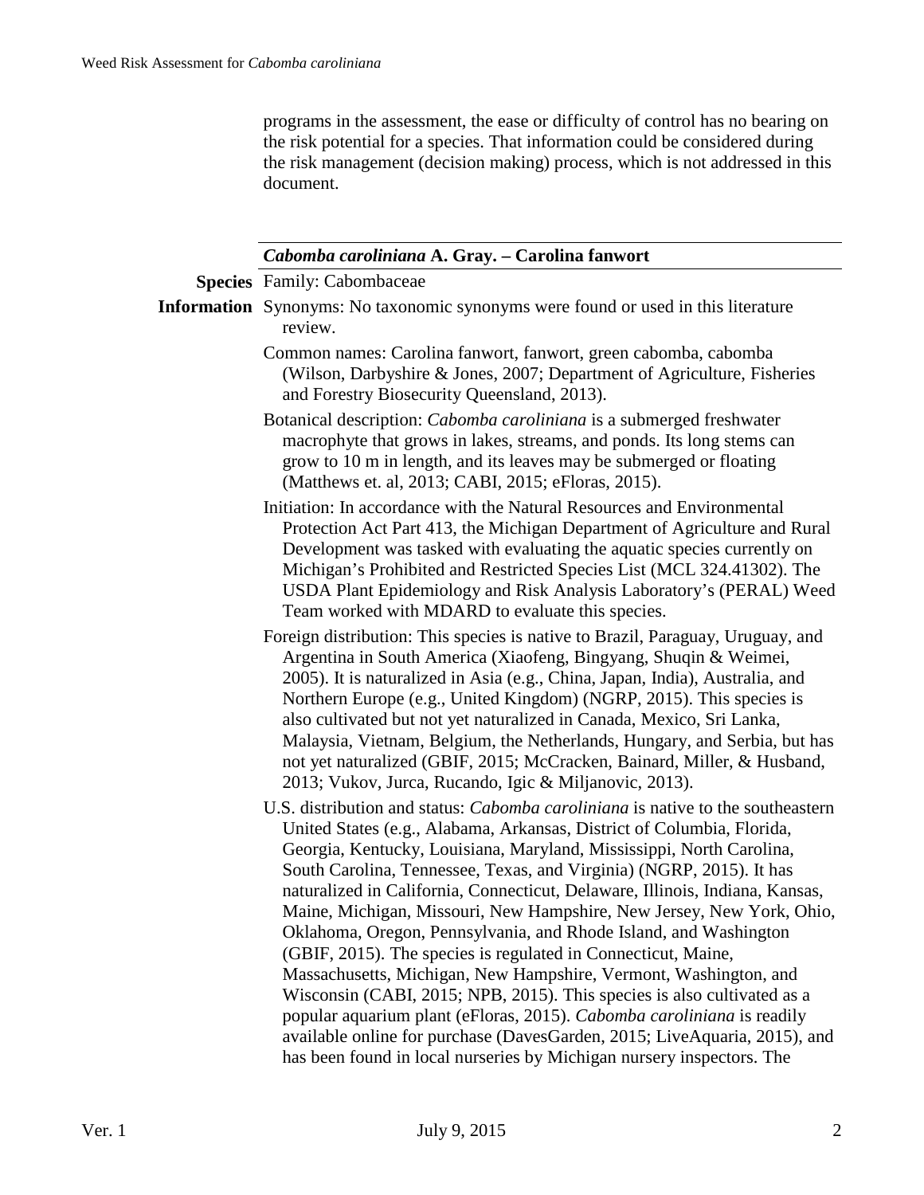programs in the assessment, the ease or difficulty of control has no bearing on the risk potential for a species. That information could be considered during the risk management (decision making) process, which is not addressed in this document.

## *Cabomba caroliniana* A. Gray. – Carolina fanwort

**Species Information**

Family: Cabombaceae

Synonyms: No taxonomic synonyms were found or used in this literature review.

Common names: Carolina fanwort, fanwort, green cabomba, cabomba (Wilson, Darbyshire & Jones, 2007; Department of Agriculture, Fisheries and Forestry Biosecurity Queensland, 2013).

Botanical description: *Cabomba caroliniana* is a submerged freshwater macrophyte that grows in lakes, streams, and ponds. Its long stems can grow to 10 m in length, and its leaves may be submerged or floating (Matthews et. al, 2013; CABI, 2015; eFloras, 2015).

Initiation: In accordance with the Natural Resources and Environmental Protection Act Part 413, the Michigan Department of Agriculture and Rural Development was tasked with evaluating the aquatic species currently on Michigan's Prohibited and Restricted Species List (MCL 324.41302). The USDA Plant Epidemiology and Risk Analysis Laboratory's (PERAL) Weed Team worked with MDARD to evaluate this species.

Foreign distribution: This species is native to Brazil, Paraguay, Uruguay, and Argentina in South America (Xiaofeng, Bingyang, Shuqin & Weimei, 2005). It is naturalized in Asia (e.g., China, Japan, India), Australia, and Northern Europe (e.g., United Kingdom) (NGRP, 2015). This species is also cultivated but not yet naturalized in Canada, Mexico, Sri Lanka, Malaysia, Vietnam, Belgium, the Netherlands, Hungary, and Serbia, but has not yet naturalized (GBIF, 2015; McCracken, Bainard, Miller, & Husband, 2013; Vukov, Jurca, Rucando, Igic & Miljanovic, 2013).

U.S. distribution and status: *Cabomba caroliniana* is native to the southeastern United States (e.g., Alabama, Arkansas, District of Columbia, Florida, Georgia, Kentucky, Louisiana, Maryland, Mississippi, North Carolina, South Carolina, Tennessee, Texas, and Virginia) (NGRP, 2015). It has naturalized in California, Connecticut, Delaware, Illinois, Indiana, Kansas, Maine, Michigan, Missouri, New Hampshire, New Jersey, New York, Ohio, Oklahoma, Oregon, Pennsylvania, and Rhode Island, and Washington (GBIF, 2015). The species is regulated in Connecticut, Maine, Massachusetts, Michigan, New Hampshire, Vermont, Washington, and Wisconsin (CABI, 2015; NPB, 2015). This species is also cultivated as a popular aquarium plant (eFloras, 2015). *Cabomba caroliniana* is readily available online for purchase (DavesGarden, 2015; LiveAquaria, 2015), and has been found in local nurseries by Michigan nursery inspectors. The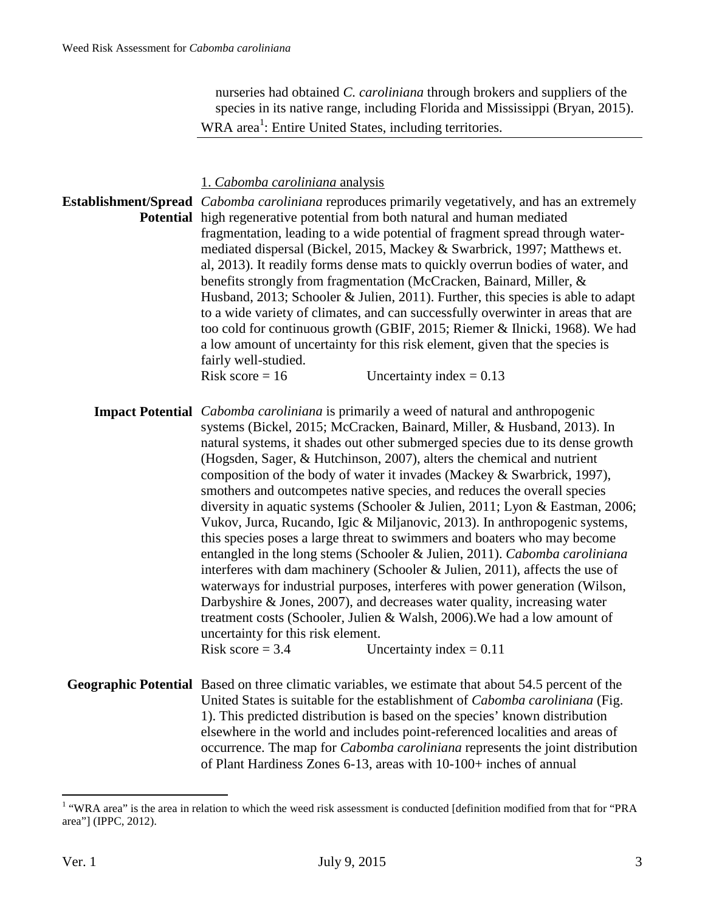nurseries had obtained *C. caroliniana* through brokers and suppliers of the species in its native range, including Florida and Mississippi (Bryan, 2015).

WRA area[1]: Entire United States, including territories.

## 1. *Cabomba caroliniana* analysis

**Establishment/Spread Potential** *Cabomba caroliniana* reproduces primarily vegetatively, and has an extremely high regenerative potential from both natural and human mediated fragmentation, leading to a wide potential of fragment spread through water-mediated dispersal (Bickel, 2015, Mackey & Swarbrick, 1997; Matthews et. al, 2013). It readily forms dense mats to quickly overrun bodies of water, and benefits strongly from fragmentation (McCracken, Bainard, Miller, & Husband, 2013; Schooler & Julien, 2011). Further, this species is able to adapt to a wide variety of climates, and can successfully overwinter in areas that are too cold for continuous growth (GBIF, 2015; Riemer & Ilnicki, 1968). We had a low amount of uncertainty for this risk element, given that the species is fairly well-studied.

Risk score = 16 Uncertainty index = 0.13

**Impact Potential** *Cabomba caroliniana* is primarily a weed of natural and anthropogenic systems (Bickel, 2015; McCracken, Bainard, Miller, & Husband, 2013). In natural systems, it shades out other submerged species due to its dense growth (Hogsden, Sager, & Hutchinson, 2007), alters the chemical and nutrient composition of the body of water it invades (Mackey & Swarbrick, 1997), smothers and outcompetes native species, and reduces the overall species diversity in aquatic systems (Schooler & Julien, 2011; Lyon & Eastman, 2006; Vukov, Jurca, Rucando, Igic & Miljanovic, 2013). In anthropogenic systems, this species poses a large threat to swimmers and boaters who may become entangled in the long stems (Schooler & Julien, 2011). *Cabomba caroliniana* interferes with dam machinery (Schooler & Julien, 2011), affects the use of waterways for industrial purposes, interferes with power generation (Wilson, Darbyshire & Jones, 2007), and decreases water quality, increasing water treatment costs (Schooler, Julien & Walsh, 2006).We had a low amount of uncertainty for this risk element.

Risk score = 3.4 Uncertainty index = 0.11

**Geographic Potential** Based on three climatic variables, we estimate that about 54.5 percent of the United States is suitable for the establishment of *Cabomba caroliniana* (Fig. 1). This predicted distribution is based on the species' known distribution elsewhere in the world and includes point-referenced localities and areas of occurrence. The map for *Cabomba caroliniana* represents the joint distribution of Plant Hardiness Zones 6-13, areas with 10-100+ inches of annual

[1] "WRA area" is the area in relation to which the weed risk assessment is conducted [definition modified from that for "PRA area"] (IPPC, 2012).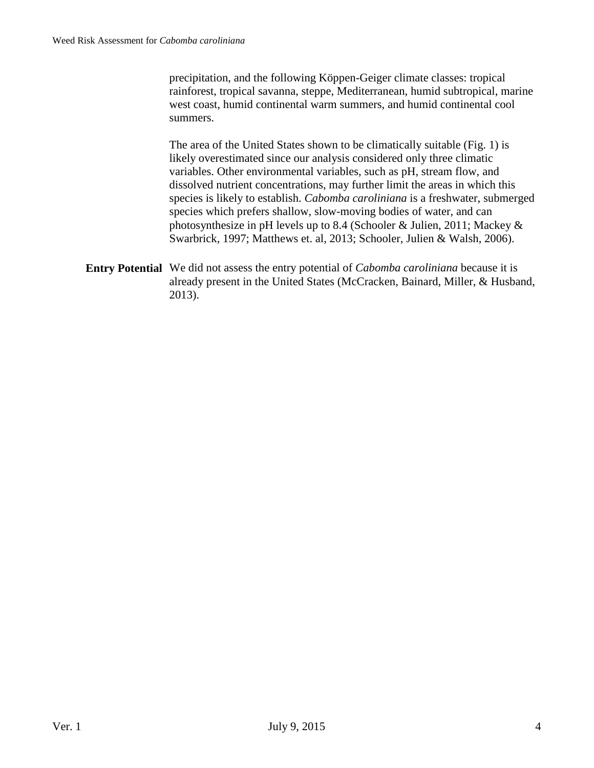precipitation, and the following Köppen-Geiger climate classes: tropical rainforest, tropical savanna, steppe, Mediterranean, humid subtropical, marine west coast, humid continental warm summers, and humid continental cool summers.

The area of the United States shown to be climatically suitable (Fig. 1) is likely overestimated since our analysis considered only three climatic variables. Other environmental variables, such as pH, stream flow, and dissolved nutrient concentrations, may further limit the areas in which this species is likely to establish. *Cabomba caroliniana* is a freshwater, submerged species which prefers shallow, slow-moving bodies of water, and can photosynthesize in pH levels up to 8.4 (Schooler & Julien, 2011; Mackey & Swarbrick, 1997; Matthews et. al, 2013; Schooler, Julien & Walsh, 2006).

**Entry Potential** We did not assess the entry potential of *Cabomba caroliniana* because it is already present in the United States (McCracken, Bainard, Miller, & Husband, 2013).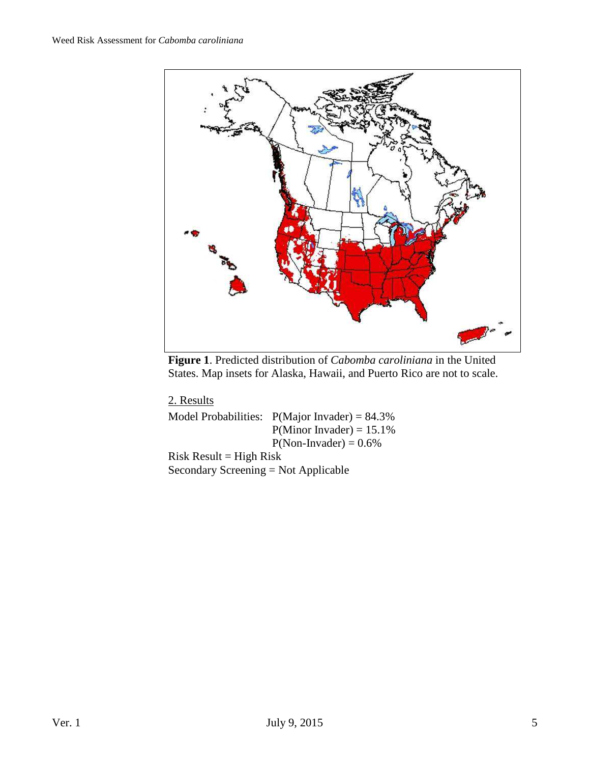**Figure 1**. Predicted distribution of *Cabomba caroliniana* in the United States. Map insets for Alaska, Hawaii, and Puerto Rico are not to scale.

2. Results

Model Probabilities: P(Major Invader) = 84.3%
P(Minor Invader) = 15.1%
P(Non-Invader) = 0.6%

Risk Result = High Risk

Secondary Screening = Not Applicable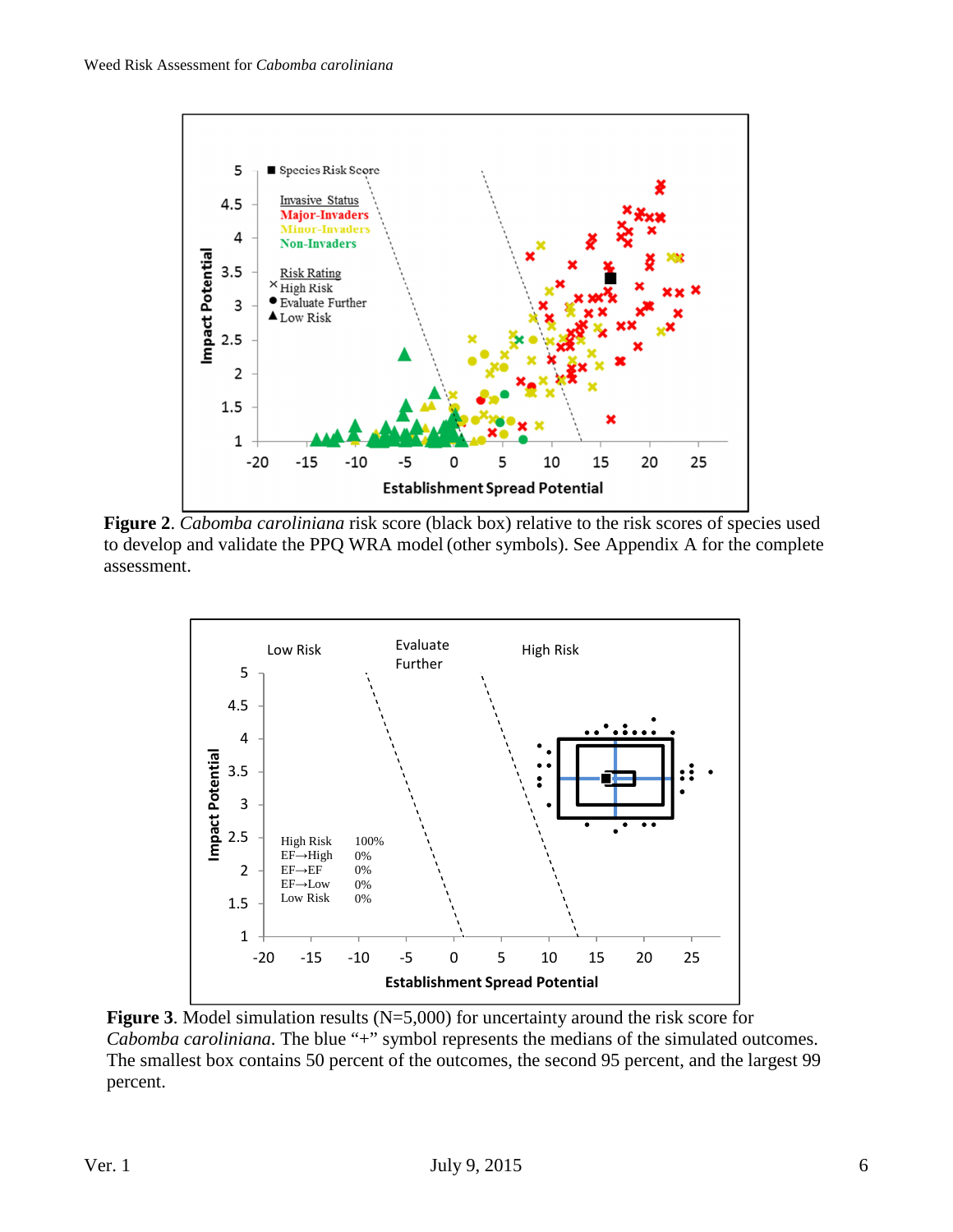**Figure 2**. *Cabomba caroliniana* risk score (black box) relative to the risk scores of species used to develop and validate the PPQ WRA model (other symbols). See Appendix A for the complete assessment.

**Figure 3**. Model simulation results (N=5,000) for uncertainty around the risk score for *Cabomba caroliniana*. The blue "+" symbol represents the medians of the simulated outcomes. The smallest box contains 50 percent of the outcomes, the second 95 percent, and the largest 99 percent.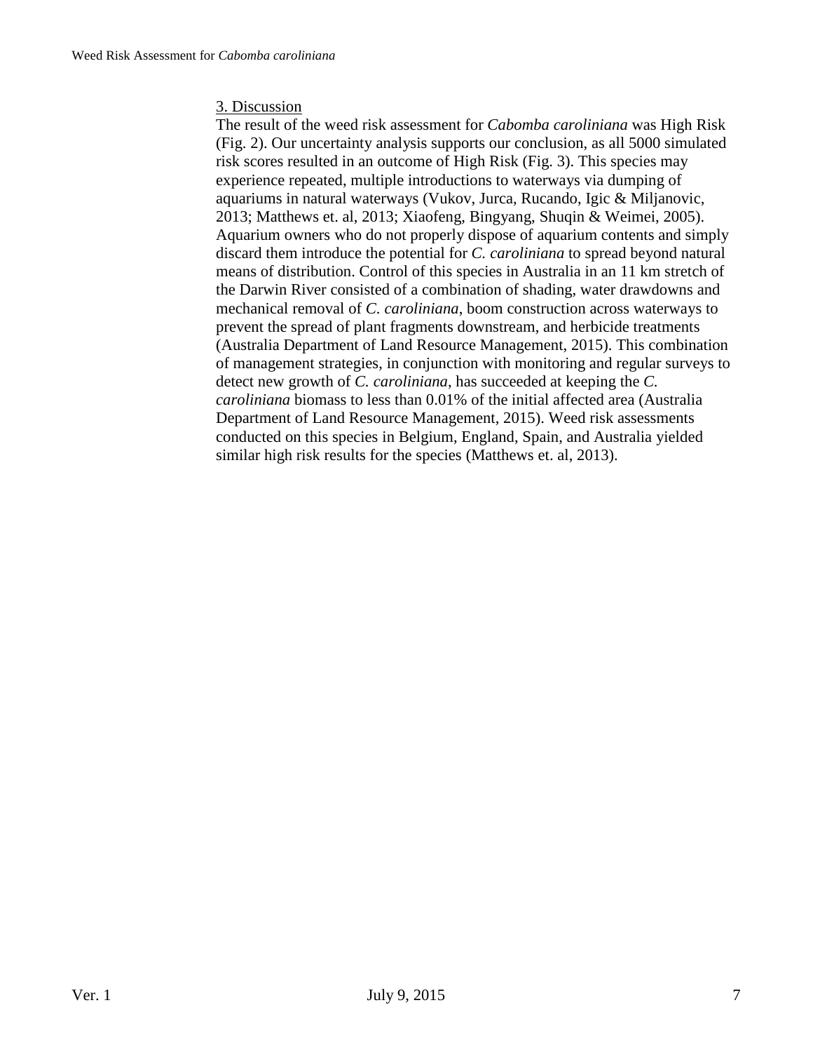## 3. Discussion

The result of the weed risk assessment for *Cabomba caroliniana* was High Risk (Fig. 2). Our uncertainty analysis supports our conclusion, as all 5000 simulated risk scores resulted in an outcome of High Risk (Fig. 3). This species may experience repeated, multiple introductions to waterways via dumping of aquariums in natural waterways (Vukov, Jurca, Rucando, Igic & Miljanovic, 2013; Matthews et. al, 2013; Xiaofeng, Bingyang, Shuqin & Weimei, 2005). Aquarium owners who do not properly dispose of aquarium contents and simply discard them introduce the potential for *C. caroliniana* to spread beyond natural means of distribution. Control of this species in Australia in an 11 km stretch of the Darwin River consisted of a combination of shading, water drawdowns and mechanical removal of *C. caroliniana*, boom construction across waterways to prevent the spread of plant fragments downstream, and herbicide treatments (Australia Department of Land Resource Management, 2015). This combination of management strategies, in conjunction with monitoring and regular surveys to detect new growth of *C. caroliniana*, has succeeded at keeping the *C. caroliniana* biomass to less than 0.01% of the initial affected area (Australia Department of Land Resource Management, 2015). Weed risk assessments conducted on this species in Belgium, England, Spain, and Australia yielded similar high risk results for the species (Matthews et. al, 2013).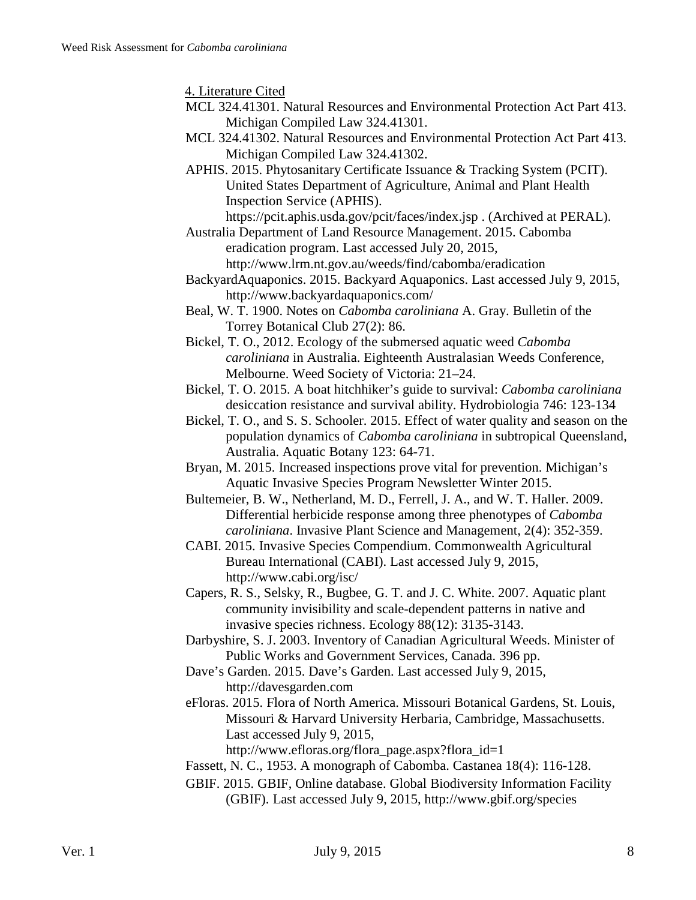## 4. Literature Cited

MCL 324.41301. Natural Resources and Environmental Protection Act Part 413. Michigan Compiled Law 324.41301.

MCL 324.41302. Natural Resources and Environmental Protection Act Part 413. Michigan Compiled Law 324.41302.

APHIS. 2015. Phytosanitary Certificate Issuance & Tracking System (PCIT). United States Department of Agriculture, Animal and Plant Health Inspection Service (APHIS). https://pcit.aphis.usda.gov/pcit/faces/index.jsp . (Archived at PERAL).

Australia Department of Land Resource Management. 2015. Cabomba eradication program. Last accessed July 20, 2015, http://www.lrm.nt.gov.au/weeds/find/cabomba/eradication

BackyardAquaponics. 2015. Backyard Aquaponics. Last accessed July 9, 2015, http://www.backyardaquaponics.com/

Beal, W. T. 1900. Notes on *Cabomba caroliniana* A. Gray. Bulletin of the Torrey Botanical Club 27(2): 86.

Bickel, T. O., 2012. Ecology of the submersed aquatic weed *Cabomba caroliniana* in Australia. Eighteenth Australasian Weeds Conference, Melbourne. Weed Society of Victoria: 21–24.

Bickel, T. O. 2015. A boat hitchhiker's guide to survival: *Cabomba caroliniana* desiccation resistance and survival ability. Hydrobiologia 746: 123-134

Bickel, T. O., and S. S. Schooler. 2015. Effect of water quality and season on the population dynamics of *Cabomba caroliniana* in subtropical Queensland, Australia. Aquatic Botany 123: 64-71.

Bryan, M. 2015. Increased inspections prove vital for prevention. Michigan's Aquatic Invasive Species Program Newsletter Winter 2015.

Bultemeier, B. W., Netherland, M. D., Ferrell, J. A., and W. T. Haller. 2009. Differential herbicide response among three phenotypes of *Cabomba caroliniana*. Invasive Plant Science and Management, 2(4): 352-359.

CABI. 2015. Invasive Species Compendium. Commonwealth Agricultural Bureau International (CABI). Last accessed July 9, 2015, http://www.cabi.org/isc/

Capers, R. S., Selsky, R., Bugbee, G. T. and J. C. White. 2007. Aquatic plant community invisibility and scale-dependent patterns in native and invasive species richness. Ecology 88(12): 3135-3143.

Darbyshire, S. J. 2003. Inventory of Canadian Agricultural Weeds. Minister of Public Works and Government Services, Canada. 396 pp.

Dave's Garden. 2015. Dave's Garden. Last accessed July 9, 2015, http://davesgarden.com

eFloras. 2015. Flora of North America. Missouri Botanical Gardens, St. Louis, Missouri & Harvard University Herbaria, Cambridge, Massachusetts. Last accessed July 9, 2015, http://www.efloras.org/flora_page.aspx?flora_id=1

Fassett, N. C., 1953. A monograph of Cabomba. Castanea 18(4): 116-128.

GBIF. 2015. GBIF, Online database. Global Biodiversity Information Facility (GBIF). Last accessed July 9, 2015, http://www.gbif.org/species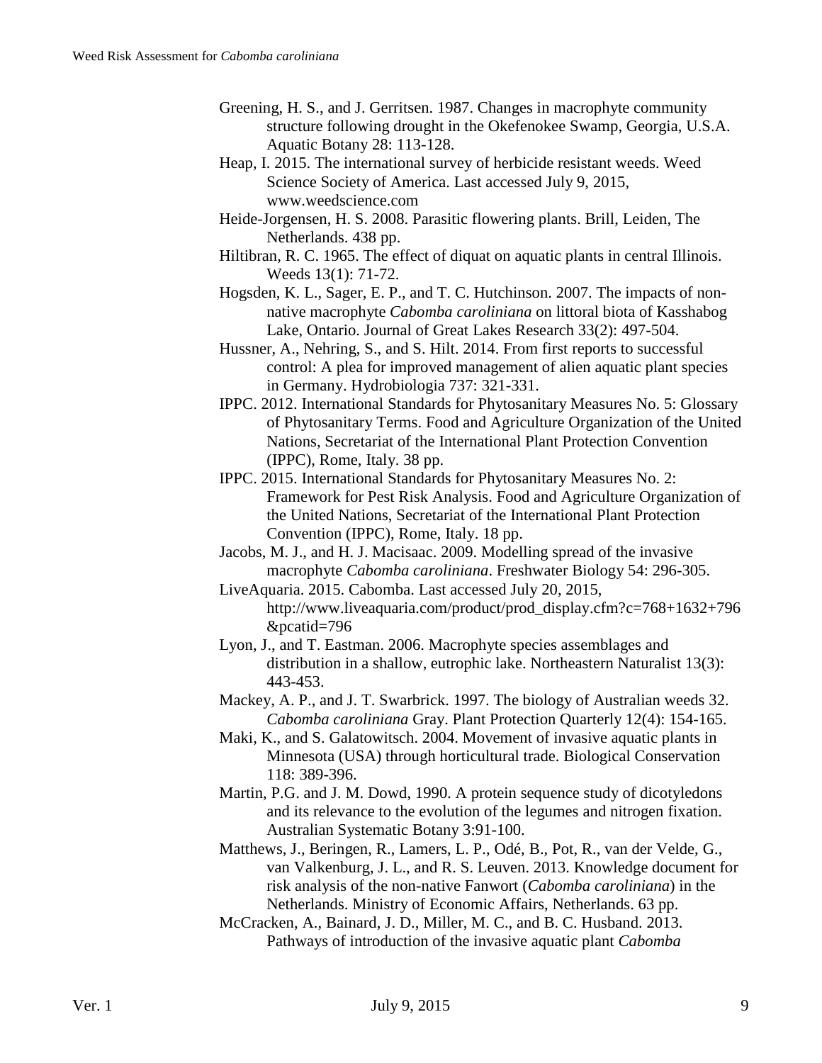Greening, H. S., and J. Gerritsen. 1987. Changes in macrophyte community structure following drought in the Okefenokee Swamp, Georgia, U.S.A. Aquatic Botany 28: 113-128.

Heap, I. 2015. The international survey of herbicide resistant weeds. Weed Science Society of America. Last accessed July 9, 2015, www.weedscience.com

Heide-Jorgensen, H. S. 2008. Parasitic flowering plants. Brill, Leiden, The Netherlands. 438 pp.

Hiltibran, R. C. 1965. The effect of diquat on aquatic plants in central Illinois. Weeds 13(1): 71-72.

Hogsden, K. L., Sager, E. P., and T. C. Hutchinson. 2007. The impacts of non-native macrophyte *Cabomba caroliniana* on littoral biota of Kasshabog Lake, Ontario. Journal of Great Lakes Research 33(2): 497-504.

Hussner, A., Nehring, S., and S. Hilt. 2014. From first reports to successful control: A plea for improved management of alien aquatic plant species in Germany. Hydrobiologia 737: 321-331.

IPPC. 2012. International Standards for Phytosanitary Measures No. 5: Glossary of Phytosanitary Terms. Food and Agriculture Organization of the United Nations, Secretariat of the International Plant Protection Convention (IPPC), Rome, Italy. 38 pp.

IPPC. 2015. International Standards for Phytosanitary Measures No. 2: Framework for Pest Risk Analysis. Food and Agriculture Organization of the United Nations, Secretariat of the International Plant Protection Convention (IPPC), Rome, Italy. 18 pp.

Jacobs, M. J., and H. J. Macisaac. 2009. Modelling spread of the invasive macrophyte *Cabomba caroliniana*. Freshwater Biology 54: 296-305.

LiveAquaria. 2015. Cabomba. Last accessed July 20, 2015, http://www.liveaquaria.com/product/prod_display.cfm?c=768+1632+796&pcatid=796

Lyon, J., and T. Eastman. 2006. Macrophyte species assemblages and distribution in a shallow, eutrophic lake. Northeastern Naturalist 13(3): 443-453.

Mackey, A. P., and J. T. Swarbrick. 1997. The biology of Australian weeds 32. *Cabomba caroliniana* Gray. Plant Protection Quarterly 12(4): 154-165.

Maki, K., and S. Galatowitsch. 2004. Movement of invasive aquatic plants in Minnesota (USA) through horticultural trade. Biological Conservation 118: 389-396.

Martin, P.G. and J. M. Dowd, 1990. A protein sequence study of dicotyledons and its relevance to the evolution of the legumes and nitrogen fixation. Australian Systematic Botany 3:91-100.

Matthews, J., Beringen, R., Lamers, L. P., Odé, B., Pot, R., van der Velde, G., van Valkenburg, J. L., and R. S. Leuven. 2013. Knowledge document for risk analysis of the non-native Fanwort (*Cabomba caroliniana*) in the Netherlands. Ministry of Economic Affairs, Netherlands. 63 pp.

McCracken, A., Bainard, J. D., Miller, M. C., and B. C. Husband. 2013. Pathways of introduction of the invasive aquatic plant *Cabomba*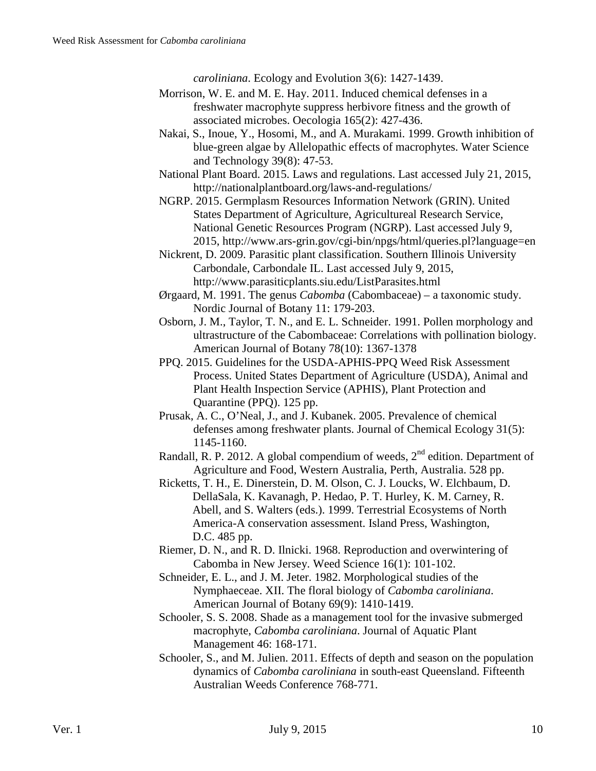*caroliniana*. Ecology and Evolution 3(6): 1427-1439.

Morrison, W. E. and M. E. Hay. 2011. Induced chemical defenses in a freshwater macrophyte suppress herbivore fitness and the growth of associated microbes. Oecologia 165(2): 427-436.

Nakai, S., Inoue, Y., Hosomi, M., and A. Murakami. 1999. Growth inhibition of blue-green algae by Allelopathic effects of macrophytes. Water Science and Technology 39(8): 47-53.

National Plant Board. 2015. Laws and regulations. Last accessed July 21, 2015, http://nationalplantboard.org/laws-and-regulations/

NGRP. 2015. Germplasm Resources Information Network (GRIN). United States Department of Agriculture, Agricultureal Research Service, National Genetic Resources Program (NGRP). Last accessed July 9, 2015, http://www.ars-grin.gov/cgi-bin/npgs/html/queries.pl?language=en

Nickrent, D. 2009. Parasitic plant classification. Southern Illinois University Carbondale, Carbondale IL. Last accessed July 9, 2015, http://www.parasiticplants.siu.edu/ListParasites.html

Ørgaard, M. 1991. The genus *Cabomba* (Cabombaceae) – a taxonomic study. Nordic Journal of Botany 11: 179-203.

Osborn, J. M., Taylor, T. N., and E. L. Schneider. 1991. Pollen morphology and ultrastructure of the Cabombaceae: Correlations with pollination biology. American Journal of Botany 78(10): 1367-1378

PPQ. 2015. Guidelines for the USDA-APHIS-PPQ Weed Risk Assessment Process. United States Department of Agriculture (USDA), Animal and Plant Health Inspection Service (APHIS), Plant Protection and Quarantine (PPQ). 125 pp.

Prusak, A. C., O'Neal, J., and J. Kubanek. 2005. Prevalence of chemical defenses among freshwater plants. Journal of Chemical Ecology 31(5): 1145-1160.

Randall, R. P. 2012. A global compendium of weeds, 2nd edition. Department of Agriculture and Food, Western Australia, Perth, Australia. 528 pp.

Ricketts, T. H., E. Dinerstein, D. M. Olson, C. J. Loucks, W. Elchbaum, D. DellaSala, K. Kavanagh, P. Hedao, P. T. Hurley, K. M. Carney, R. Abell, and S. Walters (eds.). 1999. Terrestrial Ecosystems of North America-A conservation assessment. Island Press, Washington, D.C. 485 pp.

Riemer, D. N., and R. D. Ilnicki. 1968. Reproduction and overwintering of Cabomba in New Jersey. Weed Science 16(1): 101-102.

Schneider, E. L., and J. M. Jeter. 1982. Morphological studies of the Nymphaeceae. XII. The floral biology of *Cabomba caroliniana*. American Journal of Botany 69(9): 1410-1419.

Schooler, S. S. 2008. Shade as a management tool for the invasive submerged macrophyte, *Cabomba caroliniana*. Journal of Aquatic Plant Management 46: 168-171.

Schooler, S., and M. Julien. 2011. Effects of depth and season on the population dynamics of *Cabomba caroliniana* in south-east Queensland. Fifteenth Australian Weeds Conference 768-771.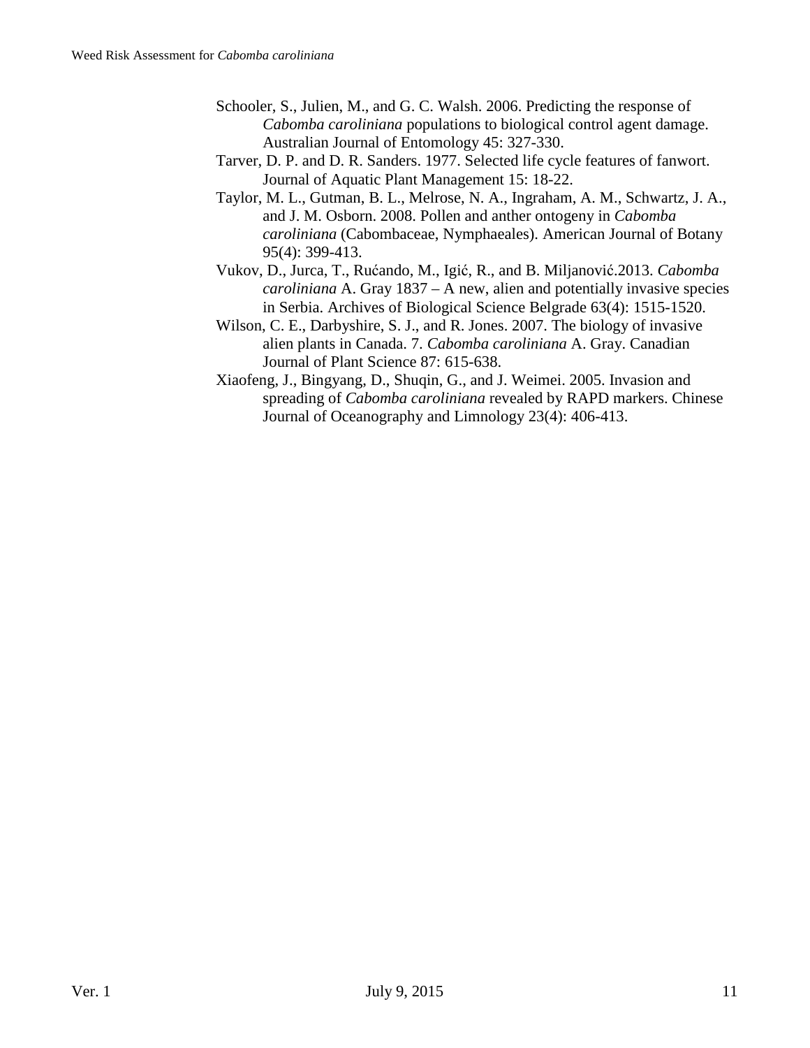Schooler, S., Julien, M., and G. C. Walsh. 2006. Predicting the response of *Cabomba caroliniana* populations to biological control agent damage. Australian Journal of Entomology 45: 327-330.

Tarver, D. P. and D. R. Sanders. 1977. Selected life cycle features of fanwort. Journal of Aquatic Plant Management 15: 18-22.

Taylor, M. L., Gutman, B. L., Melrose, N. A., Ingraham, A. M., Schwartz, J. A., and J. M. Osborn. 2008. Pollen and anther ontogeny in *Cabomba caroliniana* (Cabombaceae, Nymphaeales). American Journal of Botany 95(4): 399-413.

Vukov, D., Jurca, T., Rućando, M., Igić, R., and B. Miljanović.2013. *Cabomba caroliniana* A. Gray 1837 – A new, alien and potentially invasive species in Serbia. Archives of Biological Science Belgrade 63(4): 1515-1520.

Wilson, C. E., Darbyshire, S. J., and R. Jones. 2007. The biology of invasive alien plants in Canada. 7. *Cabomba caroliniana* A. Gray. Canadian Journal of Plant Science 87: 615-638.

Xiaofeng, J., Bingyang, D., Shuqin, G., and J. Weimei. 2005. Invasion and spreading of *Cabomba caroliniana* revealed by RAPD markers. Chinese Journal of Oceanography and Limnology 23(4): 406-413.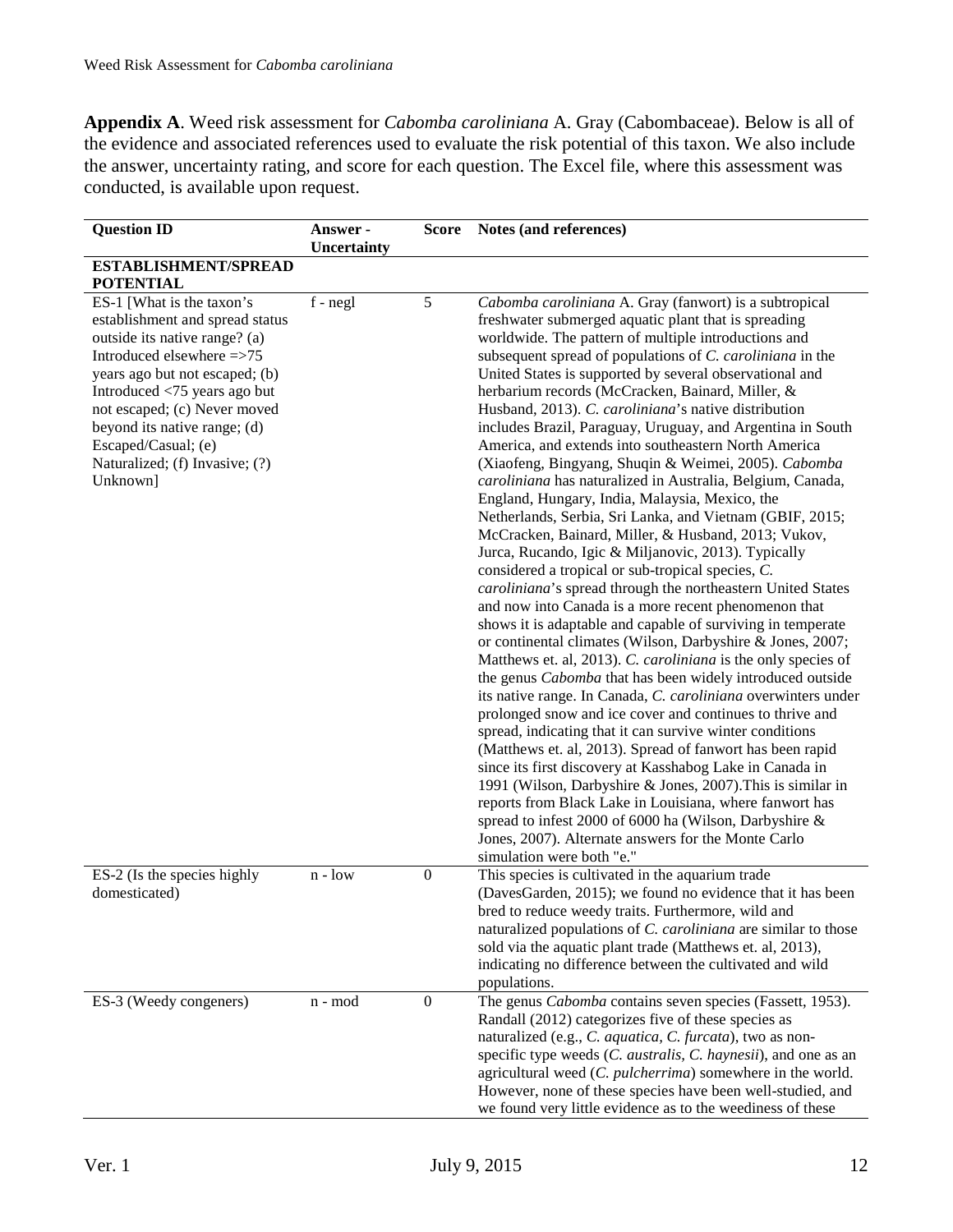**Appendix A**. Weed risk assessment for *Cabomba caroliniana* A. Gray (Cabombaceae). Below is all of the evidence and associated references used to evaluate the risk potential of this taxon. We also include the answer, uncertainty rating, and score for each question. The Excel file, where this assessment was conducted, is available upon request.

| Question ID | Answer - Uncertainty | Score | Notes (and references) |
|---|---|---|---|
| **ESTABLISHMENT/SPREAD POTENTIAL** | | | |
| ES-1 [What is the taxon's establishment and spread status outside its native range? (a) Introduced elsewhere =>75 years ago but not escaped; (b) Introduced <75 years ago but not escaped; (c) Never moved beyond its native range; (d) Escaped/Casual; (e) Naturalized; (f) Invasive; (?) Unknown] | f - negl | 5 | *Cabomba caroliniana* A. Gray (fanwort) is a subtropical freshwater submerged aquatic plant that is spreading worldwide. The pattern of multiple introductions and subsequent spread of populations of *C. caroliniana* in the United States is supported by several observational and herbarium records (McCracken, Bainard, Miller, & Husband, 2013). *C. caroliniana*'s native distribution includes Brazil, Paraguay, Uruguay, and Argentina in South America, and extends into southeastern North America (Xiaofeng, Bingyang, Shuqin & Weimei, 2005). *Cabomba caroliniana* has naturalized in Australia, Belgium, Canada, England, Hungary, India, Malaysia, Mexico, the Netherlands, Serbia, Sri Lanka, and Vietnam (GBIF, 2015; McCracken, Bainard, Miller, & Husband, 2013; Vukov, Jurca, Rucando, Igic & Miljanovic, 2013). Typically considered a tropical or sub-tropical species, *C. caroliniana*'s spread through the northeastern United States and now into Canada is a more recent phenomenon that shows it is adaptable and capable of surviving in temperate or continental climates (Wilson, Darbyshire & Jones, 2007; Matthews et. al, 2013). *C. caroliniana* is the only species of the genus *Cabomba* that has been widely introduced outside its native range. In Canada, *C. caroliniana* overwinters under prolonged snow and ice cover and continues to thrive and spread, indicating that it can survive winter conditions (Matthews et. al, 2013). Spread of fanwort has been rapid since its first discovery at Kasshabog Lake in Canada in 1991 (Wilson, Darbyshire & Jones, 2007).This is similar in reports from Black Lake in Louisiana, where fanwort has spread to infest 2000 of 6000 ha (Wilson, Darbyshire & Jones, 2007). Alternate answers for the Monte Carlo simulation were both "e." |
| ES-2 (Is the species highly domesticated) | n - low | 0 | This species is cultivated in the aquarium trade (DavesGarden, 2015); we found no evidence that it has been bred to reduce weedy traits. Furthermore, wild and naturalized populations of *C. caroliniana* are similar to those sold via the aquatic plant trade (Matthews et. al, 2013), indicating no difference between the cultivated and wild populations. |
| ES-3 (Weedy congeners) | n - mod | 0 | The genus *Cabomba* contains seven species (Fassett, 1953). Randall (2012) categorizes five of these species as naturalized (e.g., *C. aquatica, C. furcata*), two as non-specific type weeds (*C. australis, C. haynesii*), and one as an agricultural weed (*C. pulcherrima*) somewhere in the world. However, none of these species have been well-studied, and we found very little evidence as to the weediness of these |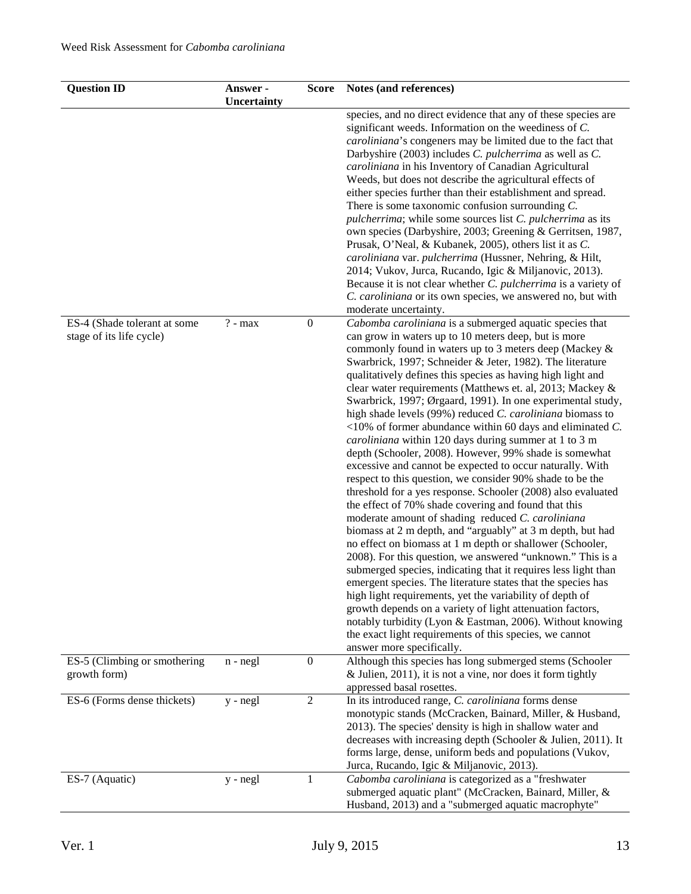| Question ID | Answer - Uncertainty | Score | Notes (and references) |
|---|---|---|---|
| | | | species, and no direct evidence that any of these species are significant weeds. Information on the weediness of *C. caroliniana*'s congeners may be limited due to the fact that Darbyshire (2003) includes *C. pulcherrima* as well as *C. caroliniana* in his Inventory of Canadian Agricultural Weeds, but does not describe the agricultural effects of either species further than their establishment and spread. There is some taxonomic confusion surrounding *C. pulcherrima*; while some sources list *C. pulcherrima* as its own species (Darbyshire, 2003; Greening & Gerritsen, 1987, Prusak, O'Neal, & Kubanek, 2005), others list it as *C. caroliniana* var. *pulcherrima* (Hussner, Nehring, & Hilt, 2014; Vukov, Jurca, Rucando, Igic & Miljanovic, 2013). Because it is not clear whether *C. pulcherrima* is a variety of *C. caroliniana* or its own species, we answered no, but with moderate uncertainty. |
| ES-4 (Shade tolerant at some stage of its life cycle) | ? - max | 0 | *Cabomba caroliniana* is a submerged aquatic species that can grow in waters up to 10 meters deep, but is more commonly found in waters up to 3 meters deep (Mackey & Swarbrick, 1997; Schneider & Jeter, 1982). The literature qualitatively defines this species as having high light and clear water requirements (Matthews et. al, 2013; Mackey & Swarbrick, 1997; Ørgaard, 1991). In one experimental study, high shade levels (99%) reduced *C. caroliniana* biomass to <10% of former abundance within 60 days and eliminated *C. caroliniana* within 120 days during summer at 1 to 3 m depth (Schooler, 2008). However, 99% shade is somewhat excessive and cannot be expected to occur naturally. With respect to this question, we consider 90% shade to be the threshold for a yes response. Schooler (2008) also evaluated the effect of 70% shade covering and found that this moderate amount of shading reduced *C. caroliniana* biomass at 2 m depth, and "arguably" at 3 m depth, but had no effect on biomass at 1 m depth or shallower (Schooler, 2008). For this question, we answered "unknown." This is a submerged species, indicating that it requires less light than emergent species. The literature states that the species has high light requirements, yet the variability of depth of growth depends on a variety of light attenuation factors, notably turbidity (Lyon & Eastman, 2006). Without knowing the exact light requirements of this species, we cannot answer more specifically. |
| ES-5 (Climbing or smothering growth form) | n - negl | 0 | Although this species has long submerged stems (Schooler & Julien, 2011), it is not a vine, nor does it form tightly appressed basal rosettes. |
| ES-6 (Forms dense thickets) | y - negl | 2 | In its introduced range, *C. caroliniana* forms dense monotypic stands (McCracken, Bainard, Miller, & Husband, 2013). The species' density is high in shallow water and decreases with increasing depth (Schooler & Julien, 2011). It forms large, dense, uniform beds and populations (Vukov, Jurca, Rucando, Igic & Miljanovic, 2013). |
| ES-7 (Aquatic) | y - negl | 1 | *Cabomba caroliniana* is categorized as a "freshwater submerged aquatic plant" (McCracken, Bainard, Miller, & Husband, 2013) and a "submerged aquatic macrophyte" |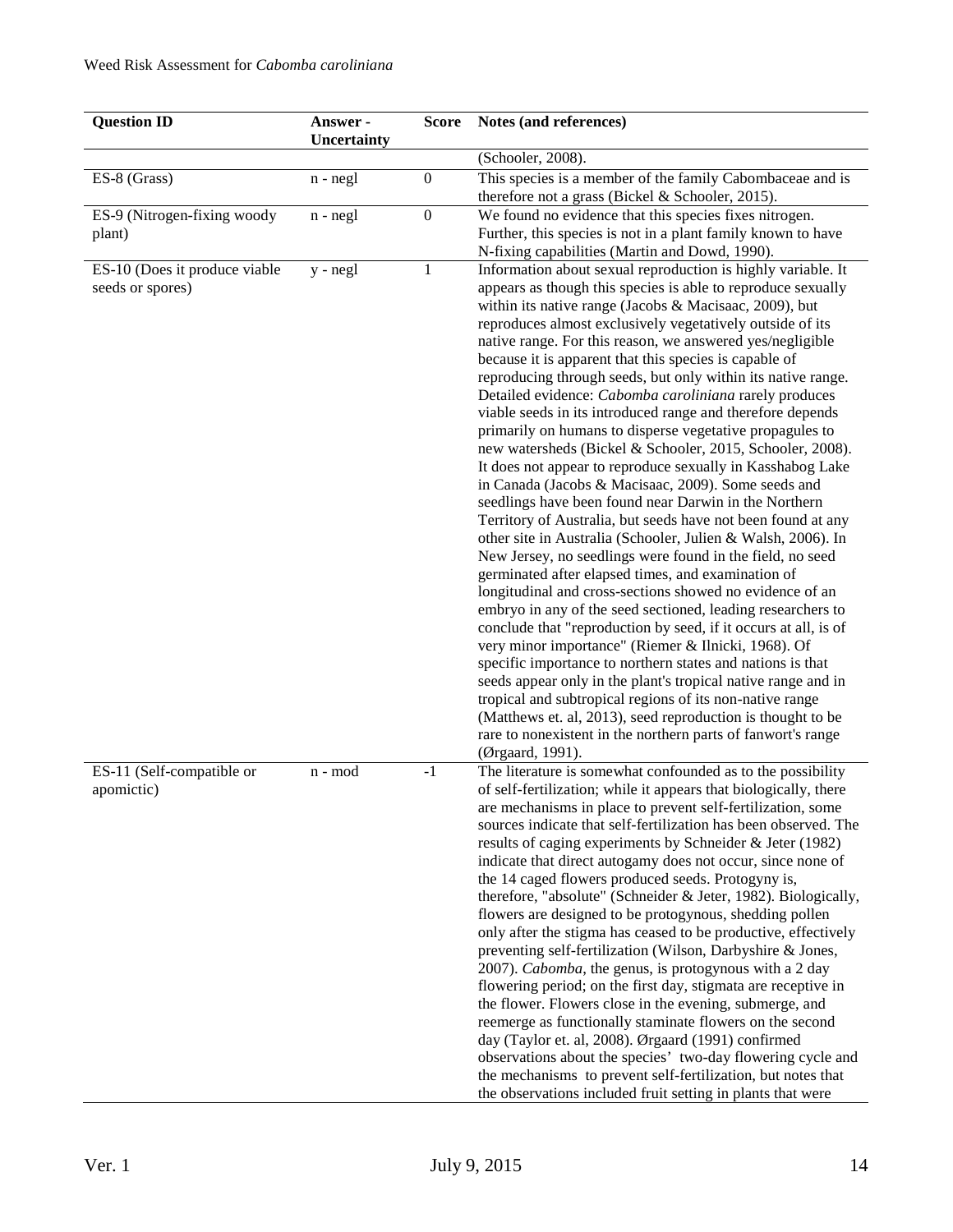| Question ID | Answer - Uncertainty | Score | Notes (and references) |
|---|---|---|---|
| | | | (Schooler, 2008). |
| ES-8 (Grass) | n - negl | 0 | This species is a member of the family Cabombaceae and is therefore not a grass (Bickel & Schooler, 2015). |
| ES-9 (Nitrogen-fixing woody plant) | n - negl | 0 | We found no evidence that this species fixes nitrogen. Further, this species is not in a plant family known to have N-fixing capabilities (Martin and Dowd, 1990). |
| ES-10 (Does it produce viable seeds or spores) | y - negl | 1 | Information about sexual reproduction is highly variable. It appears as though this species is able to reproduce sexually within its native range (Jacobs & Macisaac, 2009), but reproduces almost exclusively vegetatively outside of its native range. For this reason, we answered yes/negligible because it is apparent that this species is capable of reproducing through seeds, but only within its native range. Detailed evidence: *Cabomba caroliniana* rarely produces viable seeds in its introduced range and therefore depends primarily on humans to disperse vegetative propagules to new watersheds (Bickel & Schooler, 2015, Schooler, 2008). It does not appear to reproduce sexually in Kasshabog Lake in Canada (Jacobs & Macisaac, 2009). Some seeds and seedlings have been found near Darwin in the Northern Territory of Australia, but seeds have not been found at any other site in Australia (Schooler, Julien & Walsh, 2006). In New Jersey, no seedlings were found in the field, no seed germinated after elapsed times, and examination of longitudinal and cross-sections showed no evidence of an embryo in any of the seed sectioned, leading researchers to conclude that "reproduction by seed, if it occurs at all, is of very minor importance" (Riemer & Ilnicki, 1968). Of specific importance to northern states and nations is that seeds appear only in the plant's tropical native range and in tropical and subtropical regions of its non-native range (Matthews et. al, 2013), seed reproduction is thought to be rare to nonexistent in the northern parts of fanwort's range (Ørgaard, 1991). |
| ES-11 (Self-compatible or apomictic) | n - mod | -1 | The literature is somewhat confounded as to the possibility of self-fertilization; while it appears that biologically, there are mechanisms in place to prevent self-fertilization, some sources indicate that self-fertilization has been observed. The results of caging experiments by Schneider & Jeter (1982) indicate that direct autogamy does not occur, since none of the 14 caged flowers produced seeds. Protogyny is, therefore, "absolute" (Schneider & Jeter, 1982). Biologically, flowers are designed to be protogynous, shedding pollen only after the stigma has ceased to be productive, effectively preventing self-fertilization (Wilson, Darbyshire & Jones, 2007). *Cabomba*, the genus, is protogynous with a 2 day flowering period; on the first day, stigmata are receptive in the flower. Flowers close in the evening, submerge, and reemerge as functionally staminate flowers on the second day (Taylor et. al, 2008). Ørgaard (1991) confirmed observations about the species' two-day flowering cycle and the mechanisms to prevent self-fertilization, but notes that the observations included fruit setting in plants that were |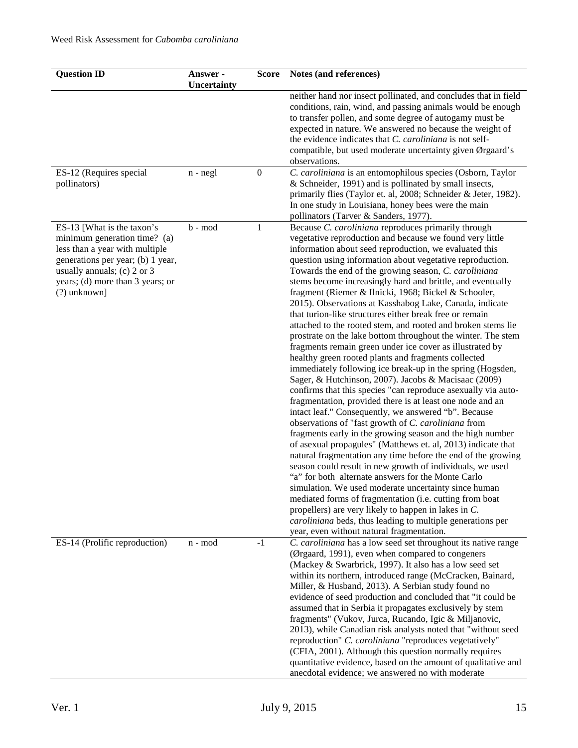| Question ID | Answer - Uncertainty | Score | Notes (and references) |
|---|---|---|---|
| | | | neither hand nor insect pollinated, and concludes that in field conditions, rain, wind, and passing animals would be enough to transfer pollen, and some degree of autogamy must be expected in nature. We answered no because the weight of the evidence indicates that *C. caroliniana* is not self-compatible, but used moderate uncertainty given Ørgaard's observations. |
| ES-12 (Requires special pollinators) | n - negl | 0 | *C. caroliniana* is an entomophilous species (Osborn, Taylor & Schneider, 1991) and is pollinated by small insects, primarily flies (Taylor et. al, 2008; Schneider & Jeter, 1982). In one study in Louisiana, honey bees were the main pollinators (Tarver & Sanders, 1977). |
| ES-13 [What is the taxon's minimum generation time? (a) less than a year with multiple generations per year; (b) 1 year, usually annuals; (c) 2 or 3 years; (d) more than 3 years; or (?) unknown] | b - mod | 1 | Because *C. caroliniana* reproduces primarily through vegetative reproduction and because we found very little information about seed reproduction, we evaluated this question using information about vegetative reproduction. Towards the end of the growing season, *C. caroliniana* stems become increasingly hard and brittle, and eventually fragment (Riemer & Ilnicki, 1968; Bickel & Schooler, 2015). Observations at Kasshabog Lake, Canada, indicate that turion-like structures either break free or remain attached to the rooted stem, and rooted and broken stems lie prostrate on the lake bottom throughout the winter. The stem fragments remain green under ice cover as illustrated by healthy green rooted plants and fragments collected immediately following ice break-up in the spring (Hogsden, Sager, & Hutchinson, 2007). Jacobs & Macisaac (2009) confirms that this species "can reproduce asexually via auto-fragmentation, provided there is at least one node and an intact leaf." Consequently, we answered "b". Because observations of "fast growth of *C. caroliniana* from fragments early in the growing season and the high number of asexual propagules" (Matthews et. al, 2013) indicate that natural fragmentation any time before the end of the growing season could result in new growth of individuals, we used "a" for both alternate answers for the Monte Carlo simulation. We used moderate uncertainty since human mediated forms of fragmentation (i.e. cutting from boat propellers) are very likely to happen in lakes in *C. caroliniana* beds, thus leading to multiple generations per year, even without natural fragmentation. |
| ES-14 (Prolific reproduction) | n - mod | -1 | *C. caroliniana* has a low seed set throughout its native range (Ørgaard, 1991), even when compared to congeners (Mackey & Swarbrick, 1997). It also has a low seed set within its northern, introduced range (McCracken, Bainard, Miller, & Husband, 2013). A Serbian study found no evidence of seed production and concluded that "it could be assumed that in Serbia it propagates exclusively by stem fragments" (Vukov, Jurca, Rucando, Igic & Miljanovic, 2013), while Canadian risk analysts noted that "without seed reproduction" *C. caroliniana* "reproduces vegetatively" (CFIA, 2001). Although this question normally requires quantitative evidence, based on the amount of qualitative and anecdotal evidence; we answered no with moderate |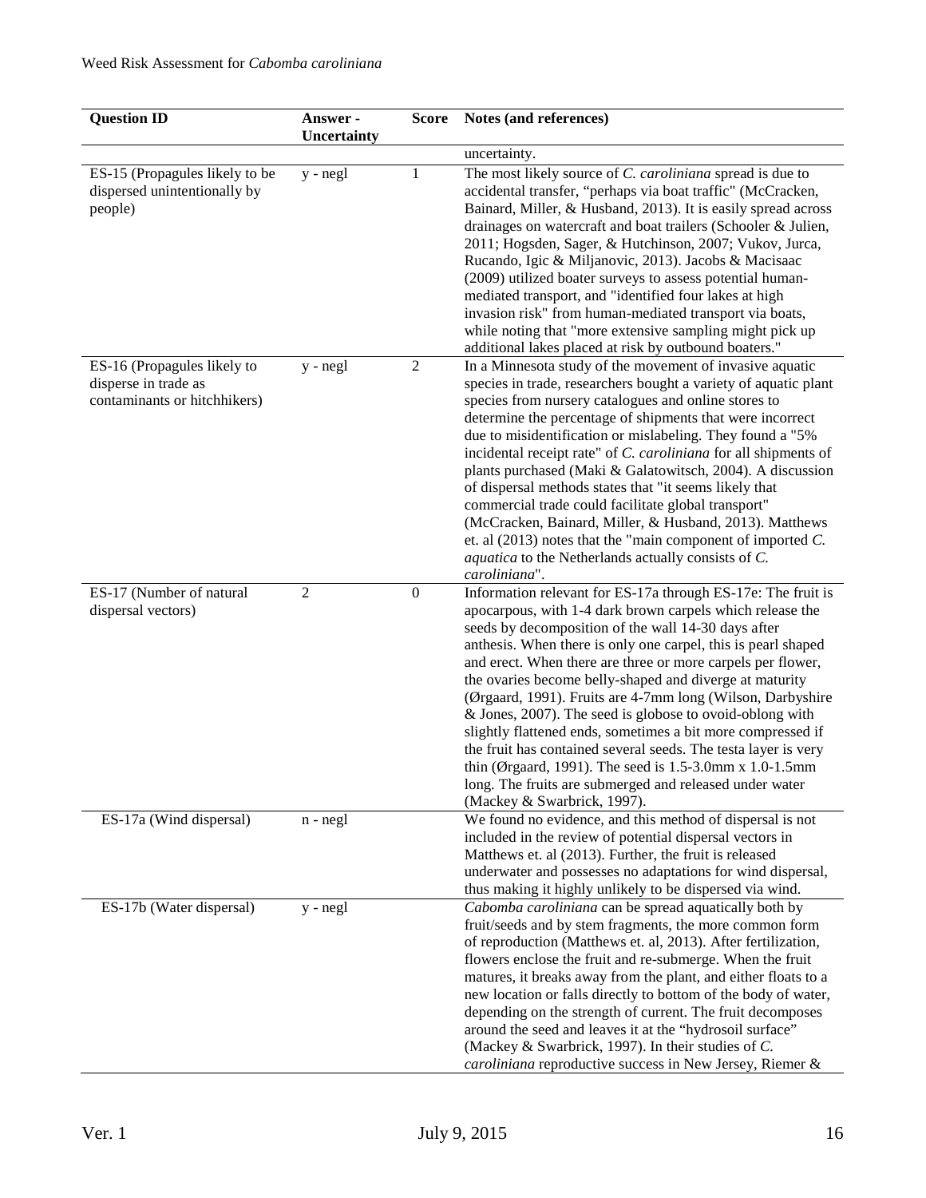| Question ID | Answer - Uncertainty | Score | Notes (and references) |
|---|---|---|---|
| | | | uncertainty. |
| ES-15 (Propagules likely to be dispersed unintentionally by people) | y - negl | 1 | The most likely source of *C. caroliniana* spread is due to accidental transfer, "perhaps via boat traffic" (McCracken, Bainard, Miller, & Husband, 2013). It is easily spread across drainages on watercraft and boat trailers (Schooler & Julien, 2011; Hogsden, Sager, & Hutchinson, 2007; Vukov, Jurca, Rucando, Igic & Miljanovic, 2013). Jacobs & Macisaac (2009) utilized boater surveys to assess potential human-mediated transport, and "identified four lakes at high invasion risk" from human-mediated transport via boats, while noting that "more extensive sampling might pick up additional lakes placed at risk by outbound boaters." |
| ES-16 (Propagules likely to disperse in trade as contaminants or hitchhikers) | y - negl | 2 | In a Minnesota study of the movement of invasive aquatic species in trade, researchers bought a variety of aquatic plant species from nursery catalogues and online stores to determine the percentage of shipments that were incorrect due to misidentification or mislabeling. They found a "5% incidental receipt rate" of *C. caroliniana* for all shipments of plants purchased (Maki & Galatowitsch, 2004). A discussion of dispersal methods states that "it seems likely that commercial trade could facilitate global transport" (McCracken, Bainard, Miller, & Husband, 2013). Matthews et. al (2013) notes that the "main component of imported *C. aquatica* to the Netherlands actually consists of *C. caroliniana*". |
| ES-17 (Number of natural dispersal vectors) | 2 | 0 | Information relevant for ES-17a through ES-17e: The fruit is apocarpous, with 1-4 dark brown carpels which release the seeds by decomposition of the wall 14-30 days after anthesis. When there is only one carpel, this is pearl shaped and erect. When there are three or more carpels per flower, the ovaries become belly-shaped and diverge at maturity (Ørgaard, 1991). Fruits are 4-7mm long (Wilson, Darbyshire & Jones, 2007). The seed is globose to ovoid-oblong with slightly flattened ends, sometimes a bit more compressed if the fruit has contained several seeds. The testa layer is very thin (Ørgaard, 1991). The seed is 1.5-3.0mm x 1.0-1.5mm long. The fruits are submerged and released under water (Mackey & Swarbrick, 1997). |
| ES-17a (Wind dispersal) | n - negl | | We found no evidence, and this method of dispersal is not included in the review of potential dispersal vectors in Matthews et. al (2013). Further, the fruit is released underwater and possesses no adaptations for wind dispersal, thus making it highly unlikely to be dispersed via wind. |
| ES-17b (Water dispersal) | y - negl | | *Cabomba caroliniana* can be spread aquatically both by fruit/seeds and by stem fragments, the more common form of reproduction (Matthews et. al, 2013). After fertilization, flowers enclose the fruit and re-submerge. When the fruit matures, it breaks away from the plant, and either floats to a new location or falls directly to bottom of the body of water, depending on the strength of current. The fruit decomposes around the seed and leaves it at the "hydrosoil surface" (Mackey & Swarbrick, 1997). In their studies of *C. caroliniana* reproductive success in New Jersey, Riemer & |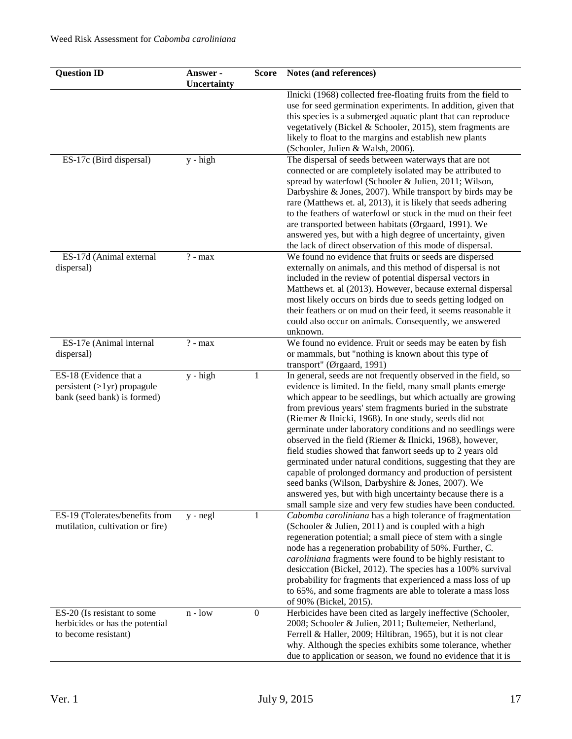| Question ID | Answer - Uncertainty | Score | Notes (and references) |
|---|---|---|---|
| | | | Ilnicki (1968) collected free-floating fruits from the field to use for seed germination experiments. In addition, given that this species is a submerged aquatic plant that can reproduce vegetatively (Bickel & Schooler, 2015), stem fragments are likely to float to the margins and establish new plants (Schooler, Julien & Walsh, 2006). |
| ES-17c (Bird dispersal) | y - high | | The dispersal of seeds between waterways that are not connected or are completely isolated may be attributed to spread by waterfowl (Schooler & Julien, 2011; Wilson, Darbyshire & Jones, 2007). While transport by birds may be rare (Matthews et. al, 2013), it is likely that seeds adhering to the feathers of waterfowl or stuck in the mud on their feet are transported between habitats (Ørgaard, 1991). We answered yes, but with a high degree of uncertainty, given the lack of direct observation of this mode of dispersal. |
| ES-17d (Animal external dispersal) | ? - max | | We found no evidence that fruits or seeds are dispersed externally on animals, and this method of dispersal is not included in the review of potential dispersal vectors in Matthews et. al (2013). However, because external dispersal most likely occurs on birds due to seeds getting lodged on their feathers or on mud on their feed, it seems reasonable it could also occur on animals. Consequently, we answered unknown. |
| ES-17e (Animal internal dispersal) | ? - max | | We found no evidence. Fruit or seeds may be eaten by fish or mammals, but "nothing is known about this type of transport" (Ørgaard, 1991) |
| ES-18 (Evidence that a persistent (>1yr) propagule bank (seed bank) is formed) | y - high | 1 | In general, seeds are not frequently observed in the field, so evidence is limited. In the field, many small plants emerge which appear to be seedlings, but which actually are growing from previous years' stem fragments buried in the substrate (Riemer & Ilnicki, 1968). In one study, seeds did not germinate under laboratory conditions and no seedlings were observed in the field (Riemer & Ilnicki, 1968), however, field studies showed that fanwort seeds up to 2 years old germinated under natural conditions, suggesting that they are capable of prolonged dormancy and production of persistent seed banks (Wilson, Darbyshire & Jones, 2007). We answered yes, but with high uncertainty because there is a small sample size and very few studies have been conducted. |
| ES-19 (Tolerates/benefits from mutilation, cultivation or fire) | y - negl | 1 | *Cabomba caroliniana* has a high tolerance of fragmentation (Schooler & Julien, 2011) and is coupled with a high regeneration potential; a small piece of stem with a single node has a regeneration probability of 50%. Further, *C. caroliniana* fragments were found to be highly resistant to desiccation (Bickel, 2012). The species has a 100% survival probability for fragments that experienced a mass loss of up to 65%, and some fragments are able to tolerate a mass loss of 90% (Bickel, 2015). |
| ES-20 (Is resistant to some herbicides or has the potential to become resistant) | n - low | 0 | Herbicides have been cited as largely ineffective (Schooler, 2008; Schooler & Julien, 2011; Bultemeier, Netherland, Ferrell & Haller, 2009; Hiltibran, 1965), but it is not clear why. Although the species exhibits some tolerance, whether due to application or season, we found no evidence that it is |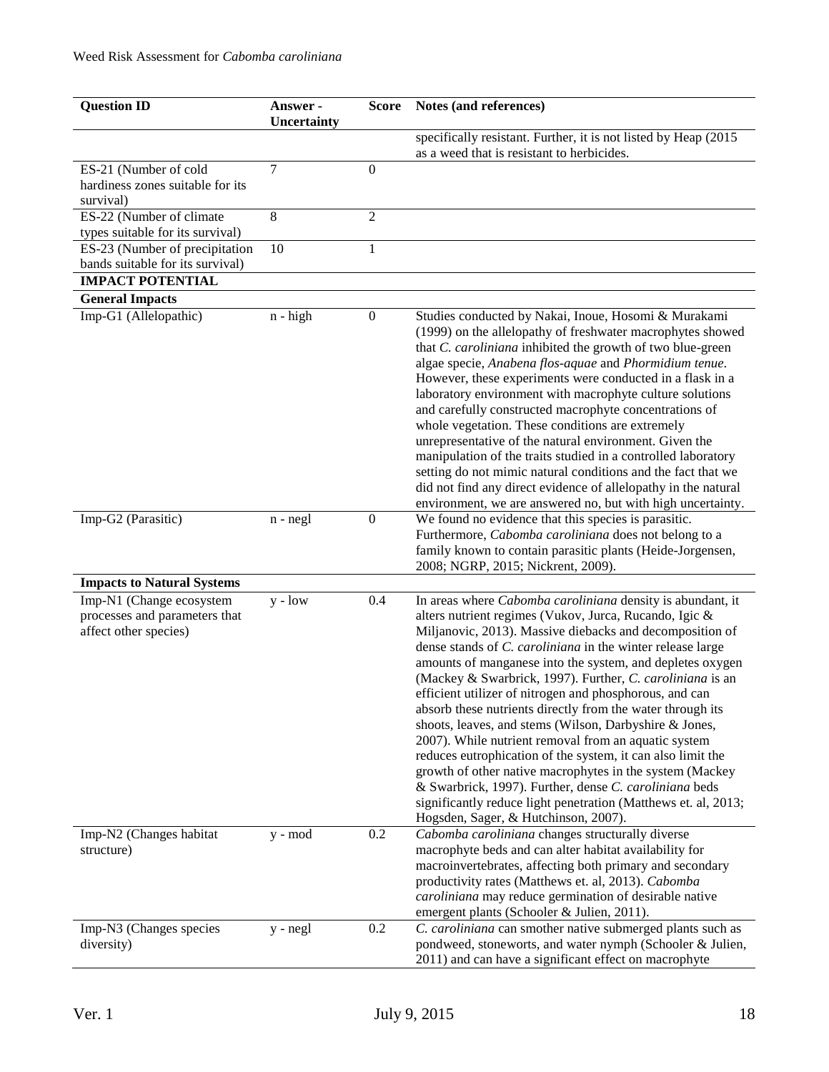| Question ID | Answer - Uncertainty | Score | Notes (and references) |
|---|---|---|---|
| | | | specifically resistant. Further, it is not listed by Heap (2015 as a weed that is resistant to herbicides. |
| ES-21 (Number of cold hardiness zones suitable for its survival) | 7 | 0 | |
| ES-22 (Number of climate types suitable for its survival) | 8 | 2 | |
| ES-23 (Number of precipitation bands suitable for its survival) | 10 | 1 | |
| **IMPACT POTENTIAL** | | | |
| **General Impacts** | | | |
| Imp-G1 (Allelopathic) | n - high | 0 | Studies conducted by Nakai, Inoue, Hosomi & Murakami (1999) on the allelopathy of freshwater macrophytes showed that *C. caroliniana* inhibited the growth of two blue-green algae specie, *Anabena flos-aquae* and *Phormidium tenue*. However, these experiments were conducted in a flask in a laboratory environment with macrophyte culture solutions and carefully constructed macrophyte concentrations of whole vegetation. These conditions are extremely unrepresentative of the natural environment. Given the manipulation of the traits studied in a controlled laboratory setting do not mimic natural conditions and the fact that we did not find any direct evidence of allelopathy in the natural environment, we are answered no, but with high uncertainty. |
| Imp-G2 (Parasitic) | n - negl | 0 | We found no evidence that this species is parasitic. Furthermore, *Cabomba caroliniana* does not belong to a family known to contain parasitic plants (Heide-Jorgensen, 2008; NGRP, 2015; Nickrent, 2009). |
| **Impacts to Natural Systems** | | | |
| Imp-N1 (Change ecosystem processes and parameters that affect other species) | y - low | 0.4 | In areas where *Cabomba caroliniana* density is abundant, it alters nutrient regimes (Vukov, Jurca, Rucando, Igic & Miljanovic, 2013). Massive diebacks and decomposition of dense stands of *C. caroliniana* in the winter release large amounts of manganese into the system, and depletes oxygen (Mackey & Swarbrick, 1997). Further, *C. caroliniana* is an efficient utilizer of nitrogen and phosphorous, and can absorb these nutrients directly from the water through its shoots, leaves, and stems (Wilson, Darbyshire & Jones, 2007). While nutrient removal from an aquatic system reduces eutrophication of the system, it can also limit the growth of other native macrophytes in the system (Mackey & Swarbrick, 1997). Further, dense *C. caroliniana* beds significantly reduce light penetration (Matthews et. al, 2013; Hogsden, Sager, & Hutchinson, 2007). |
| Imp-N2 (Changes habitat structure) | y - mod | 0.2 | *Cabomba caroliniana* changes structurally diverse macrophyte beds and can alter habitat availability for macroinvertebrates, affecting both primary and secondary productivity rates (Matthews et. al, 2013). *Cabomba caroliniana* may reduce germination of desirable native emergent plants (Schooler & Julien, 2011). |
| Imp-N3 (Changes species diversity) | y - negl | 0.2 | *C. caroliniana* can smother native submerged plants such as pondweed, stoneworts, and water nymph (Schooler & Julien, 2011) and can have a significant effect on macrophyte |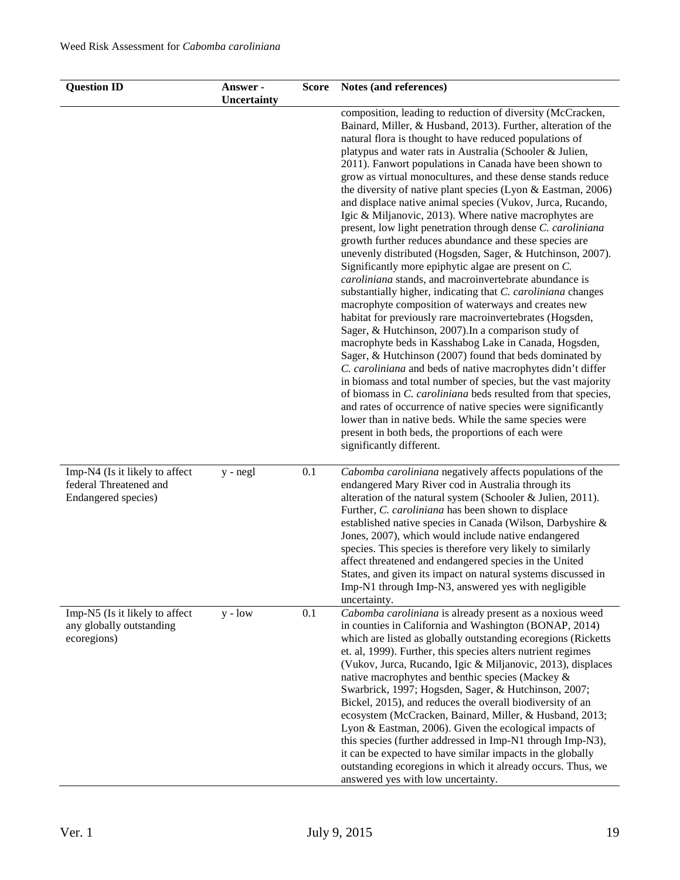| Question ID | Answer - Uncertainty | Score | Notes (and references) |
|---|---|---|---|
| | | | composition, leading to reduction of diversity (McCracken, Bainard, Miller, & Husband, 2013). Further, alteration of the natural flora is thought to have reduced populations of platypus and water rats in Australia (Schooler & Julien, 2011). Fanwort populations in Canada have been shown to grow as virtual monocultures, and these dense stands reduce the diversity of native plant species (Lyon & Eastman, 2006) and displace native animal species (Vukov, Jurca, Rucando, Igic & Miljanovic, 2013). Where native macrophytes are present, low light penetration through dense *C. caroliniana* growth further reduces abundance and these species are unevenly distributed (Hogsden, Sager, & Hutchinson, 2007). Significantly more epiphytic algae are present on *C. caroliniana* stands, and macroinvertebrate abundance is substantially higher, indicating that *C. caroliniana* changes macrophyte composition of waterways and creates new habitat for previously rare macroinvertebrates (Hogsden, Sager, & Hutchinson, 2007).In a comparison study of macrophyte beds in Kasshabog Lake in Canada, Hogsden, Sager, & Hutchinson (2007) found that beds dominated by *C. caroliniana* and beds of native macrophytes didn't differ in biomass and total number of species, but the vast majority of biomass in *C. caroliniana* beds resulted from that species, and rates of occurrence of native species were significantly lower than in native beds. While the same species were present in both beds, the proportions of each were significantly different. |
| Imp-N4 (Is it likely to affect federal Threatened and Endangered species) | y - negl | 0.1 | *Cabomba caroliniana* negatively affects populations of the endangered Mary River cod in Australia through its alteration of the natural system (Schooler & Julien, 2011). Further, *C. caroliniana* has been shown to displace established native species in Canada (Wilson, Darbyshire & Jones, 2007), which would include native endangered species. This species is therefore very likely to similarly affect threatened and endangered species in the United States, and given its impact on natural systems discussed in Imp-N1 through Imp-N3, answered yes with negligible uncertainty. |
| Imp-N5 (Is it likely to affect any globally outstanding ecoregions) | y - low | 0.1 | *Cabomba caroliniana* is already present as a noxious weed in counties in California and Washington (BONAP, 2014) which are listed as globally outstanding ecoregions (Ricketts et. al, 1999). Further, this species alters nutrient regimes (Vukov, Jurca, Rucando, Igic & Miljanovic, 2013), displaces native macrophytes and benthic species (Mackey & Swarbrick, 1997; Hogsden, Sager, & Hutchinson, 2007; Bickel, 2015), and reduces the overall biodiversity of an ecosystem (McCracken, Bainard, Miller, & Husband, 2013; Lyon & Eastman, 2006). Given the ecological impacts of this species (further addressed in Imp-N1 through Imp-N3), it can be expected to have similar impacts in the globally outstanding ecoregions in which it already occurs. Thus, we answered yes with low uncertainty. |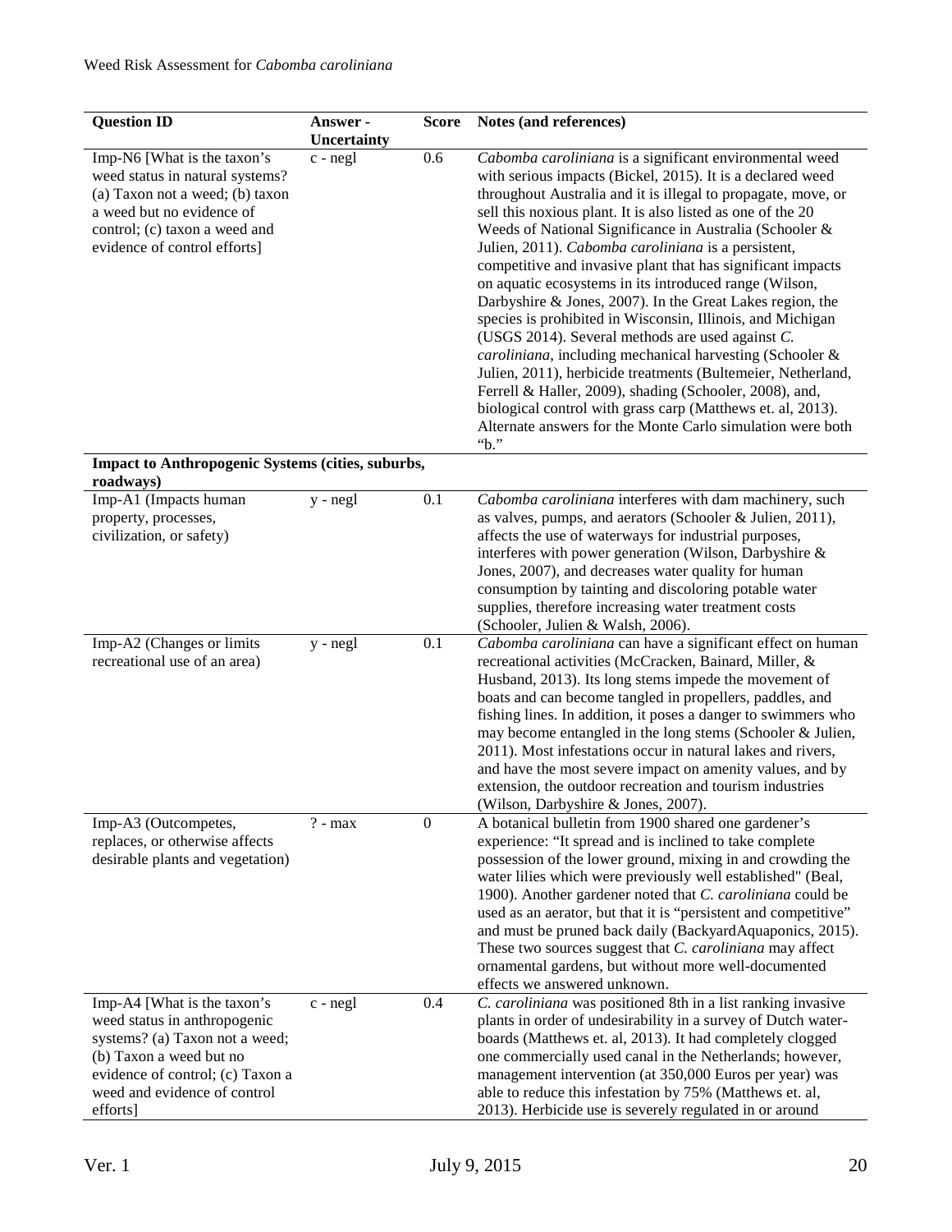| Question ID | Answer - Uncertainty | Score | Notes (and references) |
|---|---|---|---|
| Imp-N6 [What is the taxon's weed status in natural systems? (a) Taxon not a weed; (b) taxon a weed but no evidence of control; (c) taxon a weed and evidence of control efforts] | c - negl | 0.6 | *Cabomba caroliniana* is a significant environmental weed with serious impacts (Bickel, 2015). It is a declared weed throughout Australia and it is illegal to propagate, move, or sell this noxious plant. It is also listed as one of the 20 Weeds of National Significance in Australia (Schooler & Julien, 2011). *Cabomba caroliniana* is a persistent, competitive and invasive plant that has significant impacts on aquatic ecosystems in its introduced range (Wilson, Darbyshire & Jones, 2007). In the Great Lakes region, the species is prohibited in Wisconsin, Illinois, and Michigan (USGS 2014). Several methods are used against *C. caroliniana*, including mechanical harvesting (Schooler & Julien, 2011), herbicide treatments (Bultemeier, Netherland, Ferrell & Haller, 2009), shading (Schooler, 2008), and, biological control with grass carp (Matthews et. al, 2013). Alternate answers for the Monte Carlo simulation were both "b." |
| **Impact to Anthropogenic Systems (cities, suburbs, roadways)** | | | |
| Imp-A1 (Impacts human property, processes, civilization, or safety) | y - negl | 0.1 | *Cabomba caroliniana* interferes with dam machinery, such as valves, pumps, and aerators (Schooler & Julien, 2011), affects the use of waterways for industrial purposes, interferes with power generation (Wilson, Darbyshire & Jones, 2007), and decreases water quality for human consumption by tainting and discoloring potable water supplies, therefore increasing water treatment costs (Schooler, Julien & Walsh, 2006). |
| Imp-A2 (Changes or limits recreational use of an area) | y - negl | 0.1 | *Cabomba caroliniana* can have a significant effect on human recreational activities (McCracken, Bainard, Miller, & Husband, 2013). Its long stems impede the movement of boats and can become tangled in propellers, paddles, and fishing lines. In addition, it poses a danger to swimmers who may become entangled in the long stems (Schooler & Julien, 2011). Most infestations occur in natural lakes and rivers, and have the most severe impact on amenity values, and by extension, the outdoor recreation and tourism industries (Wilson, Darbyshire & Jones, 2007). |
| Imp-A3 (Outcompetes, replaces, or otherwise affects desirable plants and vegetation) | ? - max | 0 | A botanical bulletin from 1900 shared one gardener's experience: "It spread and is inclined to take complete possession of the lower ground, mixing in and crowding the water lilies which were previously well established" (Beal, 1900). Another gardener noted that *C. caroliniana* could be used as an aerator, but that it is "persistent and competitive" and must be pruned back daily (BackyardAquaponics, 2015). These two sources suggest that *C. caroliniana* may affect ornamental gardens, but without more well-documented effects we answered unknown. |
| Imp-A4 [What is the taxon's weed status in anthropogenic systems? (a) Taxon not a weed; (b) Taxon a weed but no evidence of control; (c) Taxon a weed and evidence of control efforts] | c - negl | 0.4 | *C. caroliniana* was positioned 8th in a list ranking invasive plants in order of undesirability in a survey of Dutch water-boards (Matthews et. al, 2013). It had completely clogged one commercially used canal in the Netherlands; however, management intervention (at 350,000 Euros per year) was able to reduce this infestation by 75% (Matthews et. al, 2013). Herbicide use is severely regulated in or around |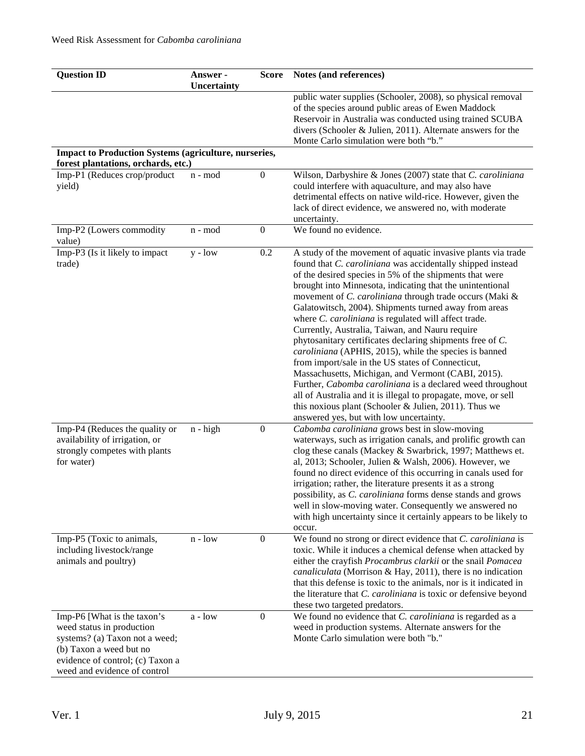| Question ID | Answer - Uncertainty | Score | Notes (and references) |
|---|---|---|---|
| | | | public water supplies (Schooler, 2008), so physical removal of the species around public areas of Ewen Maddock Reservoir in Australia was conducted using trained SCUBA divers (Schooler & Julien, 2011). Alternate answers for the Monte Carlo simulation were both "b." |
| **Impact to Production Systems (agriculture, nurseries, forest plantations, orchards, etc.)** | | | |
| Imp-P1 (Reduces crop/product yield) | n - mod | 0 | Wilson, Darbyshire & Jones (2007) state that *C. caroliniana* could interfere with aquaculture, and may also have detrimental effects on native wild-rice. However, given the lack of direct evidence, we answered no, with moderate uncertainty. |
| Imp-P2 (Lowers commodity value) | n - mod | 0 | We found no evidence. |
| Imp-P3 (Is it likely to impact trade) | y - low | 0.2 | A study of the movement of aquatic invasive plants via trade found that *C. caroliniana* was accidentally shipped instead of the desired species in 5% of the shipments that were brought into Minnesota, indicating that the unintentional movement of *C. caroliniana* through trade occurs (Maki & Galatowitsch, 2004). Shipments turned away from areas where *C. caroliniana* is regulated will affect trade. Currently, Australia, Taiwan, and Nauru require phytosanitary certificates declaring shipments free of *C. caroliniana* (APHIS, 2015), while the species is banned from import/sale in the US states of Connecticut, Massachusetts, Michigan, and Vermont (CABI, 2015). Further, *Cabomba caroliniana* is a declared weed throughout all of Australia and it is illegal to propagate, move, or sell this noxious plant (Schooler & Julien, 2011). Thus we answered yes, but with low uncertainty. |
| Imp-P4 (Reduces the quality or availability of irrigation, or strongly competes with plants for water) | n - high | 0 | *Cabomba caroliniana* grows best in slow-moving waterways, such as irrigation canals, and prolific growth can clog these canals (Mackey & Swarbrick, 1997; Matthews et. al, 2013; Schooler, Julien & Walsh, 2006). However, we found no direct evidence of this occurring in canals used for irrigation; rather, the literature presents it as a strong possibility, as *C. caroliniana* forms dense stands and grows well in slow-moving water. Consequently we answered no with high uncertainty since it certainly appears to be likely to occur. |
| Imp-P5 (Toxic to animals, including livestock/range animals and poultry) | n - low | 0 | We found no strong or direct evidence that *C. caroliniana* is toxic. While it induces a chemical defense when attacked by either the crayfish *Procambrus clarkii* or the snail *Pomacea canaliculata* (Morrison & Hay, 2011), there is no indication that this defense is toxic to the animals, nor is it indicated in the literature that *C. caroliniana* is toxic or defensive beyond these two targeted predators. |
| Imp-P6 [What is the taxon's weed status in production systems? (a) Taxon not a weed; (b) Taxon a weed but no evidence of control; (c) Taxon a weed and evidence of control | a - low | 0 | We found no evidence that *C. caroliniana* is regarded as a weed in production systems. Alternate answers for the Monte Carlo simulation were both "b." |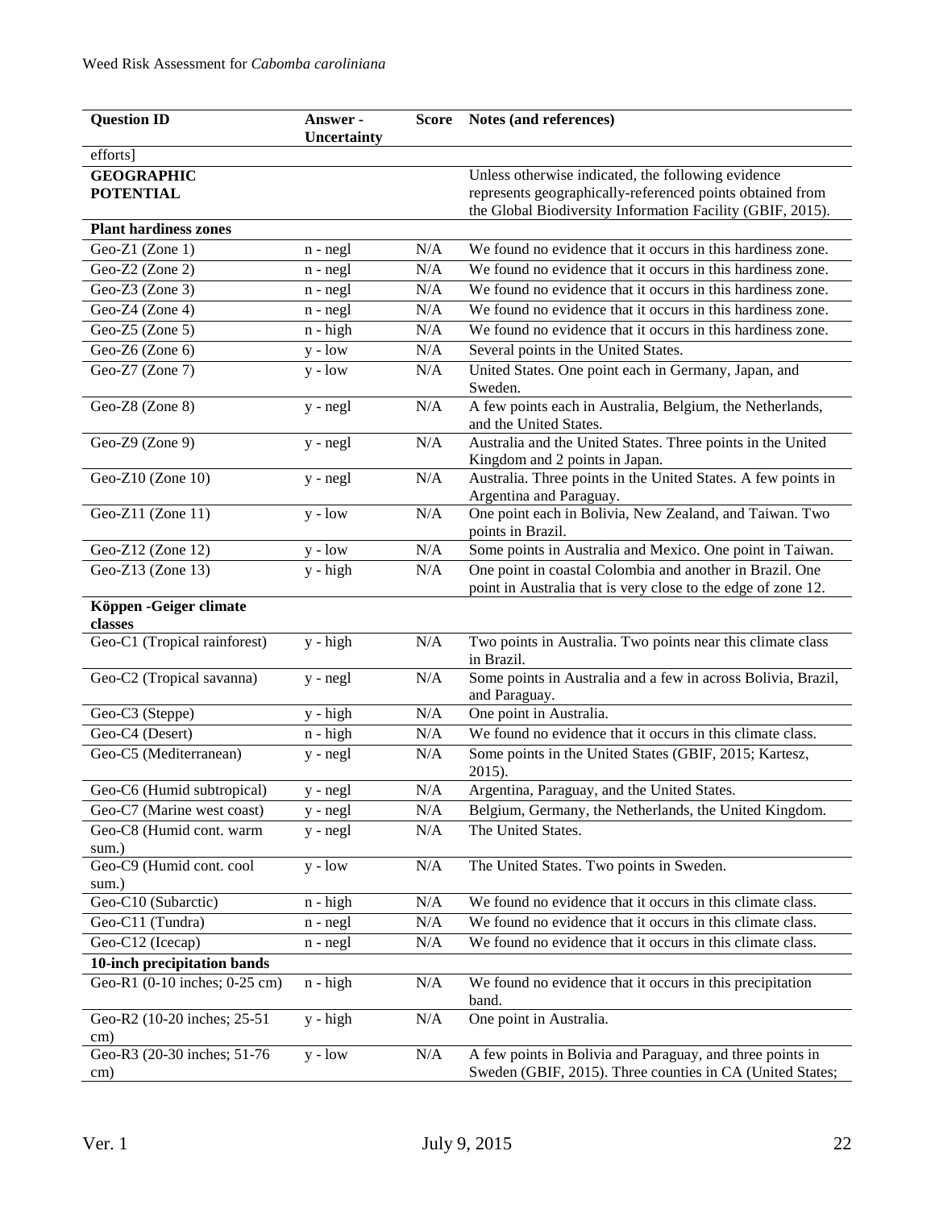| Question ID | Answer - Uncertainty | Score | Notes (and references) |
|---|---|---|---|
| efforts] | | | |
| **GEOGRAPHIC POTENTIAL** | | | Unless otherwise indicated, the following evidence represents geographically-referenced points obtained from the Global Biodiversity Information Facility (GBIF, 2015). |
| **Plant hardiness zones** | | | |
| Geo-Z1 (Zone 1) | n - negl | N/A | We found no evidence that it occurs in this hardiness zone. |
| Geo-Z2 (Zone 2) | n - negl | N/A | We found no evidence that it occurs in this hardiness zone. |
| Geo-Z3 (Zone 3) | n - negl | N/A | We found no evidence that it occurs in this hardiness zone. |
| Geo-Z4 (Zone 4) | n - negl | N/A | We found no evidence that it occurs in this hardiness zone. |
| Geo-Z5 (Zone 5) | n - high | N/A | We found no evidence that it occurs in this hardiness zone. |
| Geo-Z6 (Zone 6) | y - low | N/A | Several points in the United States. |
| Geo-Z7 (Zone 7) | y - low | N/A | United States. One point each in Germany, Japan, and Sweden. |
| Geo-Z8 (Zone 8) | y - negl | N/A | A few points each in Australia, Belgium, the Netherlands, and the United States. |
| Geo-Z9 (Zone 9) | y - negl | N/A | Australia and the United States. Three points in the United Kingdom and 2 points in Japan. |
| Geo-Z10 (Zone 10) | y - negl | N/A | Australia. Three points in the United States. A few points in Argentina and Paraguay. |
| Geo-Z11 (Zone 11) | y - low | N/A | One point each in Bolivia, New Zealand, and Taiwan. Two points in Brazil. |
| Geo-Z12 (Zone 12) | y - low | N/A | Some points in Australia and Mexico. One point in Taiwan. |
| Geo-Z13 (Zone 13) | y - high | N/A | One point in coastal Colombia and another in Brazil. One point in Australia that is very close to the edge of zone 12. |
| **Köppen -Geiger climate classes** | | | |
| Geo-C1 (Tropical rainforest) | y - high | N/A | Two points in Australia. Two points near this climate class in Brazil. |
| Geo-C2 (Tropical savanna) | y - negl | N/A | Some points in Australia and a few in across Bolivia, Brazil, and Paraguay. |
| Geo-C3 (Steppe) | y - high | N/A | One point in Australia. |
| Geo-C4 (Desert) | n - high | N/A | We found no evidence that it occurs in this climate class. |
| Geo-C5 (Mediterranean) | y - negl | N/A | Some points in the United States (GBIF, 2015; Kartesz, 2015). |
| Geo-C6 (Humid subtropical) | y - negl | N/A | Argentina, Paraguay, and the United States. |
| Geo-C7 (Marine west coast) | y - negl | N/A | Belgium, Germany, the Netherlands, the United Kingdom. |
| Geo-C8 (Humid cont. warm sum.) | y - negl | N/A | The United States. |
| Geo-C9 (Humid cont. cool sum.) | y - low | N/A | The United States. Two points in Sweden. |
| Geo-C10 (Subarctic) | n - high | N/A | We found no evidence that it occurs in this climate class. |
| Geo-C11 (Tundra) | n - negl | N/A | We found no evidence that it occurs in this climate class. |
| Geo-C12 (Icecap) | n - negl | N/A | We found no evidence that it occurs in this climate class. |
| **10-inch precipitation bands** | | | |
| Geo-R1 (0-10 inches; 0-25 cm) | n - high | N/A | We found no evidence that it occurs in this precipitation band. |
| Geo-R2 (10-20 inches; 25-51 cm) | y - high | N/A | One point in Australia. |
| Geo-R3 (20-30 inches; 51-76 cm) | y - low | N/A | A few points in Bolivia and Paraguay, and three points in Sweden (GBIF, 2015). Three counties in CA (United States; |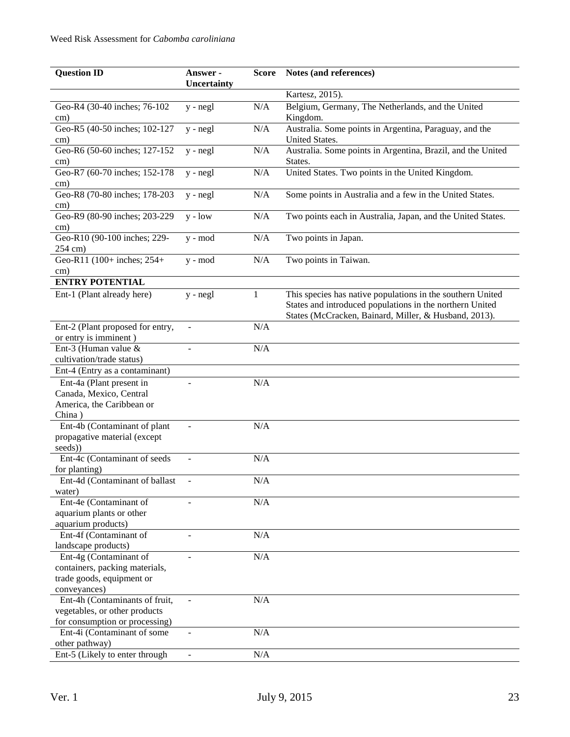| Question ID | Answer - Uncertainty | Score | Notes (and references) |
|---|---|---|---|
| | | | Kartesz, 2015). |
| Geo-R4 (30-40 inches; 76-102 cm) | y - negl | N/A | Belgium, Germany, The Netherlands, and the United Kingdom. |
| Geo-R5 (40-50 inches; 102-127 cm) | y - negl | N/A | Australia. Some points in Argentina, Paraguay, and the United States. |
| Geo-R6 (50-60 inches; 127-152 cm) | y - negl | N/A | Australia. Some points in Argentina, Brazil, and the United States. |
| Geo-R7 (60-70 inches; 152-178 cm) | y - negl | N/A | United States. Two points in the United Kingdom. |
| Geo-R8 (70-80 inches; 178-203 cm) | y - negl | N/A | Some points in Australia and a few in the United States. |
| Geo-R9 (80-90 inches; 203-229 cm) | y - low | N/A | Two points each in Australia, Japan, and the United States. |
| Geo-R10 (90-100 inches; 229-254 cm) | y - mod | N/A | Two points in Japan. |
| Geo-R11 (100+ inches; 254+ cm) | y - mod | N/A | Two points in Taiwan. |
| **ENTRY POTENTIAL** | | | |
| Ent-1 (Plant already here) | y - negl | 1 | This species has native populations in the southern United States and introduced populations in the northern United States (McCracken, Bainard, Miller, & Husband, 2013). |
| Ent-2 (Plant proposed for entry, or entry is imminent ) | - | N/A | |
| Ent-3 (Human value & cultivation/trade status) | - | N/A | |
| Ent-4 (Entry as a contaminant) | | | |
| Ent-4a (Plant present in Canada, Mexico, Central America, the Caribbean or China ) | - | N/A | |
| Ent-4b (Contaminant of plant propagative material (except seeds)) | - | N/A | |
| Ent-4c (Contaminant of seeds for planting) | - | N/A | |
| Ent-4d (Contaminant of ballast water) | - | N/A | |
| Ent-4e (Contaminant of aquarium plants or other aquarium products) | - | N/A | |
| Ent-4f (Contaminant of landscape products) | - | N/A | |
| Ent-4g (Contaminant of containers, packing materials, trade goods, equipment or conveyances) | - | N/A | |
| Ent-4h (Contaminants of fruit, vegetables, or other products for consumption or processing) | - | N/A | |
| Ent-4i (Contaminant of some other pathway) | - | N/A | |
| Ent-5 (Likely to enter through | - | N/A | |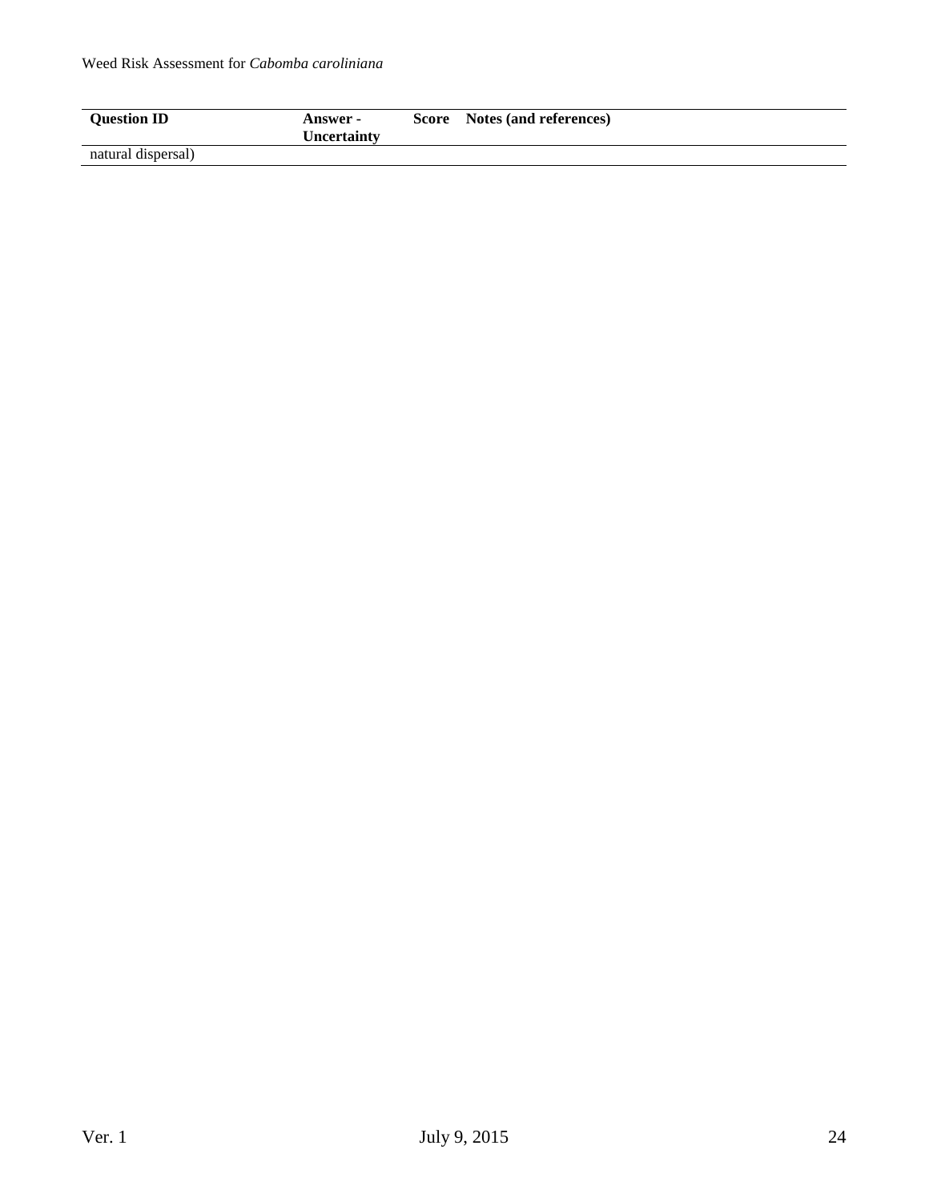| Question ID | Answer - Uncertainty | Score | Notes (and references) |
| --- | --- | --- | --- |
| natural dispersal) | | | |